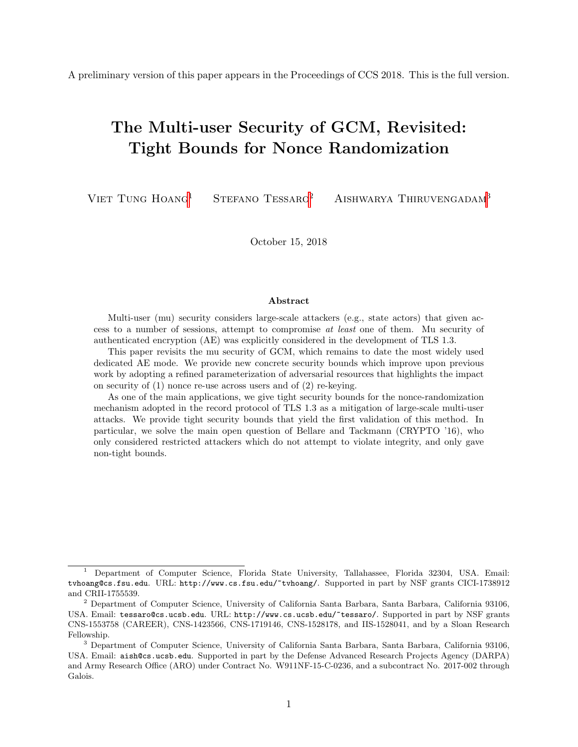A preliminary version of this paper appears in the Proceedings of CCS 2018. This is the full version.

# The Multi-user Security of GCM, Revisited: Tight Bounds for Nonce Randomization

Viet Tung Hoang[1] Stefano Tessaro[2] Aishwarya Thiruvengadam[3]

October 15, 2018

## Abstract

Multi-user (mu) security considers large-scale attackers (e.g., state actors) that given access to a number of sessions, attempt to compromise *at least* one of them. Mu security of authenticated encryption (AE) was explicitly considered in the development of TLS 1.3.

This paper revisits the mu security of GCM, which remains to date the most widely used dedicated AE mode. We provide new concrete security bounds which improve upon previous work by adopting a refined parameterization of adversarial resources that highlights the impact on security of (1) nonce re-use across users and of (2) re-keying.

As one of the main applications, we give tight security bounds for the nonce-randomization mechanism adopted in the record protocol of TLS 1.3 as a mitigation of large-scale multi-user attacks. We provide tight security bounds that yield the first validation of this method. In particular, we solve the main open question of Bellare and Tackmann (CRYPTO '16), who only considered restricted attackers which do not attempt to violate integrity, and only gave non-tight bounds.

---

[1] Department of Computer Science, Florida State University, Tallahassee, Florida 32304, USA. Email: `tvhoang@cs.fsu.edu`. URL: `http://www.cs.fsu.edu/~tvhoang/`. Supported in part by NSF grants CICI-1738912 and CRII-1755539.

[2] Department of Computer Science, University of California Santa Barbara, Santa Barbara, California 93106, USA. Email: `tessaro@cs.ucsb.edu`. URL: `http://www.cs.ucsb.edu/~tessaro/`. Supported in part by NSF grants CNS-1553758 (CAREER), CNS-1423566, CNS-1719146, CNS-1528178, and IIS-1528041, and by a Sloan Research Fellowship.

[3] Department of Computer Science, University of California Santa Barbara, Santa Barbara, California 93106, USA. Email: `aish@cs.ucsb.edu`. Supported in part by the Defense Advanced Research Projects Agency (DARPA) and Army Research Office (ARO) under Contract No. W911NF-15-C-0236, and a subcontract No. 2017-002 through Galois.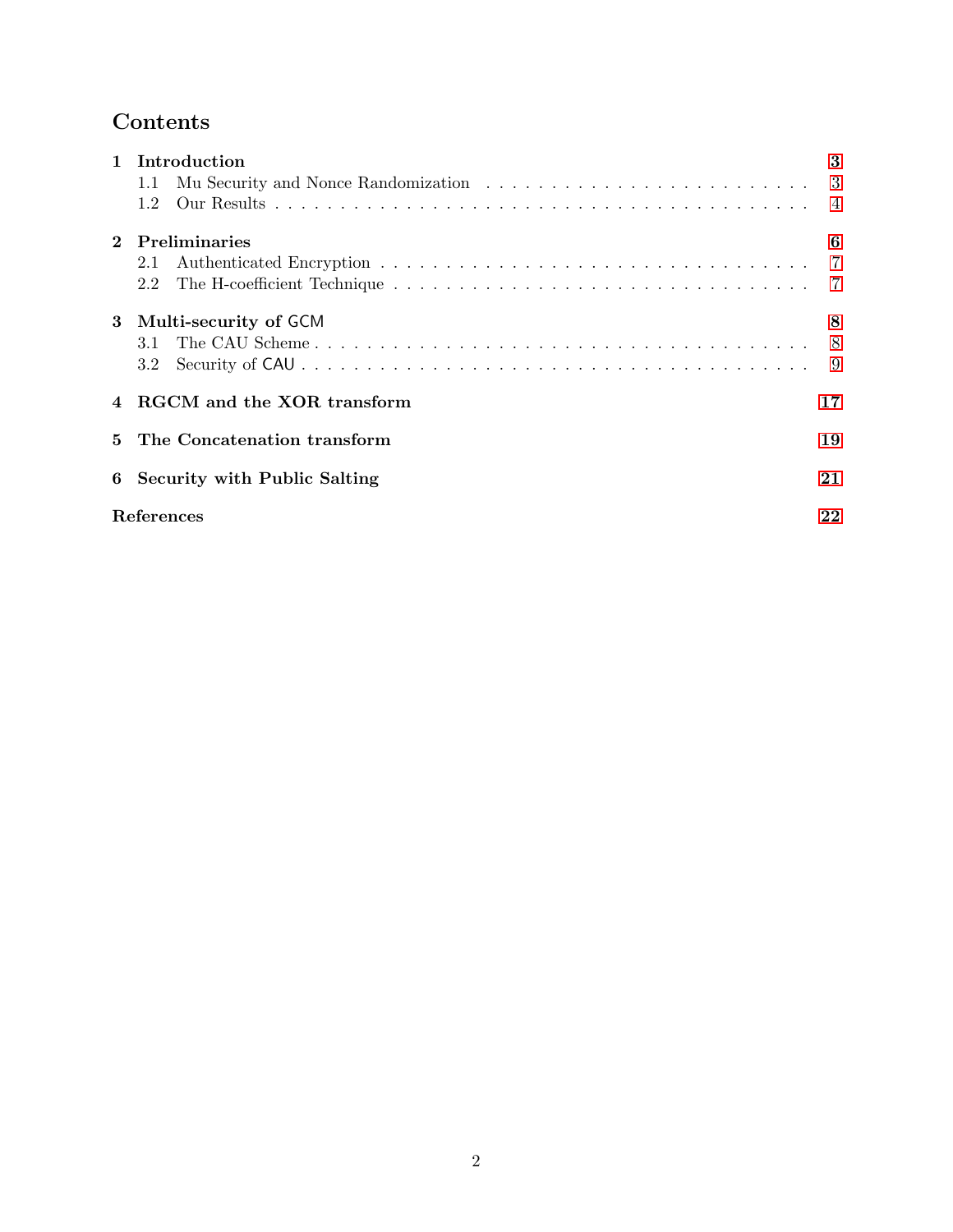# Contents

**1 Introduction** — 3
- 1.1 Mu Security and Nonce Randomization — 3
- 1.2 Our Results — 4

**2 Preliminaries** — 6
- 2.1 Authenticated Encryption — 7
- 2.2 The H-coefficient Technique — 7

**3 Multi-security of GCM** — 8
- 3.1 The CAU Scheme — 8
- 3.2 Security of CAU — 9

**4 RGCM and the XOR transform** — 17

**5 The Concatenation transform** — 19

**6 Security with Public Salting** — 21

**References** — 22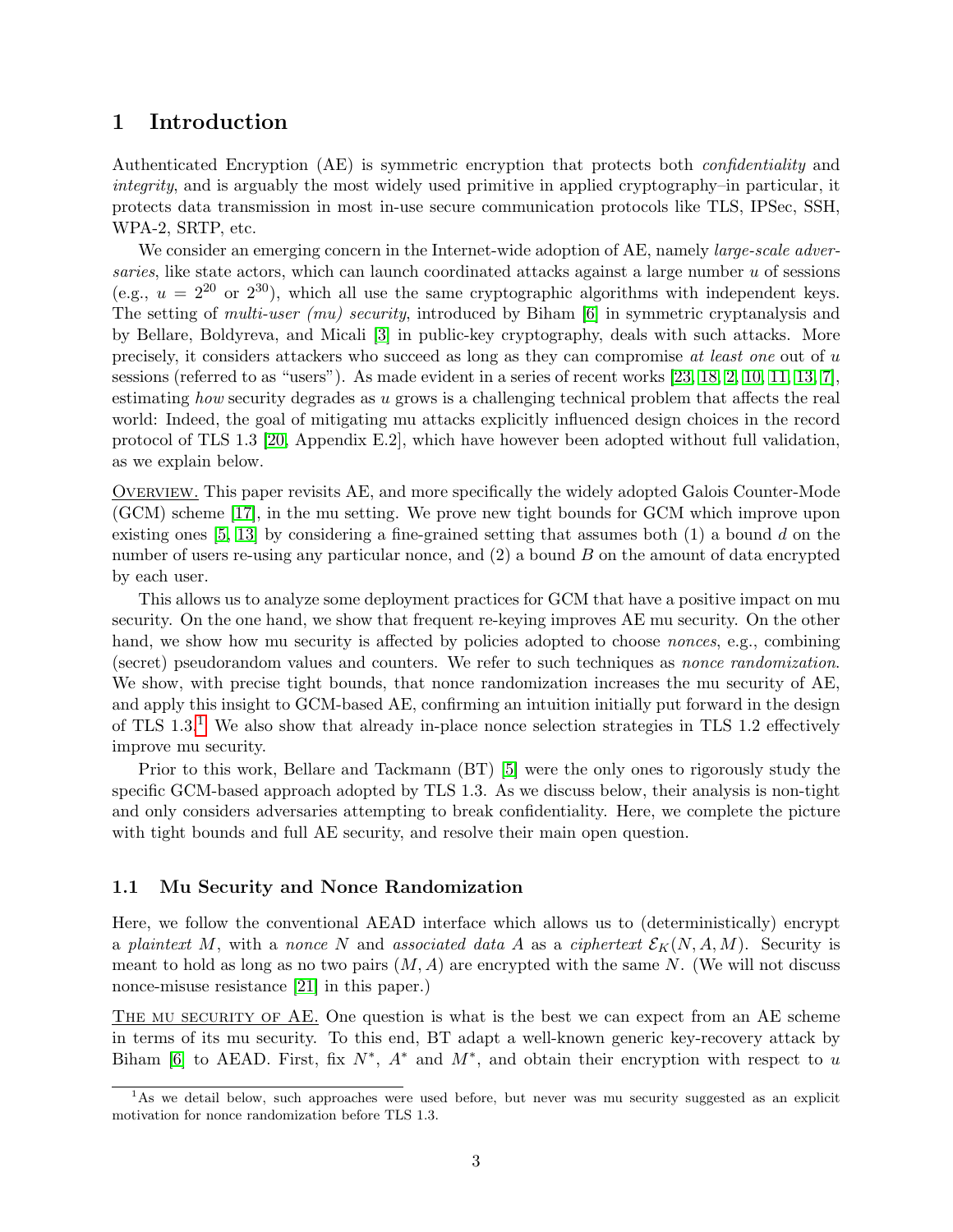## 1 Introduction

Authenticated Encryption (AE) is symmetric encryption that protects both *confidentiality* and *integrity*, and is arguably the most widely used primitive in applied cryptography–in particular, it protects data transmission in most in-use secure communication protocols like TLS, IPSec, SSH, WPA-2, SRTP, etc.

We consider an emerging concern in the Internet-wide adoption of AE, namely *large-scale adversaries*, like state actors, which can launch coordinated attacks against a large number $u$ of sessions (e.g., $u = 2^{20}$ or $2^{30}$), which all use the same cryptographic algorithms with independent keys. The setting of *multi-user (mu) security*, introduced by Biham [6] in symmetric cryptanalysis and by Bellare, Boldyreva, and Micali [3] in public-key cryptography, deals with such attacks. More precisely, it considers attackers who succeed as long as they can compromise *at least one* out of $u$ sessions (referred to as "users"). As made evident in a series of recent works [23, 18, 2, 10, 11, 13, 7], estimating *how* security degrades as $u$ grows is a challenging technical problem that affects the real world: Indeed, the goal of mitigating mu attacks explicitly influenced design choices in the record protocol of TLS 1.3 [20, Appendix E.2], which have however been adopted without full validation, as we explain below.

OVERVIEW. This paper revisits AE, and more specifically the widely adopted Galois Counter-Mode (GCM) scheme [17], in the mu setting. We prove new tight bounds for GCM which improve upon existing ones [5, 13] by considering a fine-grained setting that assumes both (1) a bound $d$ on the number of users re-using any particular nonce, and (2) a bound $B$ on the amount of data encrypted by each user.

This allows us to analyze some deployment practices for GCM that have a positive impact on mu security. On the one hand, we show that frequent re-keying improves AE mu security. On the other hand, we show how mu security is affected by policies adopted to choose *nonces*, e.g., combining (secret) pseudorandom values and counters. We refer to such techniques as *nonce randomization*. We show, with precise tight bounds, that nonce randomization increases the mu security of AE, and apply this insight to GCM-based AE, confirming an intuition initially put forward in the design of TLS 1.3.[1] We also show that already in-place nonce selection strategies in TLS 1.2 effectively improve mu security.

Prior to this work, Bellare and Tackmann (BT) [5] were the only ones to rigorously study the specific GCM-based approach adopted by TLS 1.3. As we discuss below, their analysis is non-tight and only considers adversaries attempting to break confidentiality. Here, we complete the picture with tight bounds and full AE security, and resolve their main open question.

### 1.1 Mu Security and Nonce Randomization

Here, we follow the conventional AEAD interface which allows us to (deterministically) encrypt a *plaintext* $M$, with a *nonce* $N$ and *associated data* $A$ as a *ciphertext* $\mathcal{E}_K(N, A, M)$. Security is meant to hold as long as no two pairs $(M, A)$ are encrypted with the same $N$. (We will not discuss nonce-misuse resistance [21] in this paper.)

THE MU SECURITY OF AE. One question is what is the best we can expect from an AE scheme in terms of its mu security. To this end, BT adapt a well-known generic key-recovery attack by Biham [6] to AEAD. First, fix $N^*$, $A^*$ and $M^*$, and obtain their encryption with respect to $u$

[1] As we detail below, such approaches were used before, but never was mu security suggested as an explicit motivation for nonce randomization before TLS 1.3.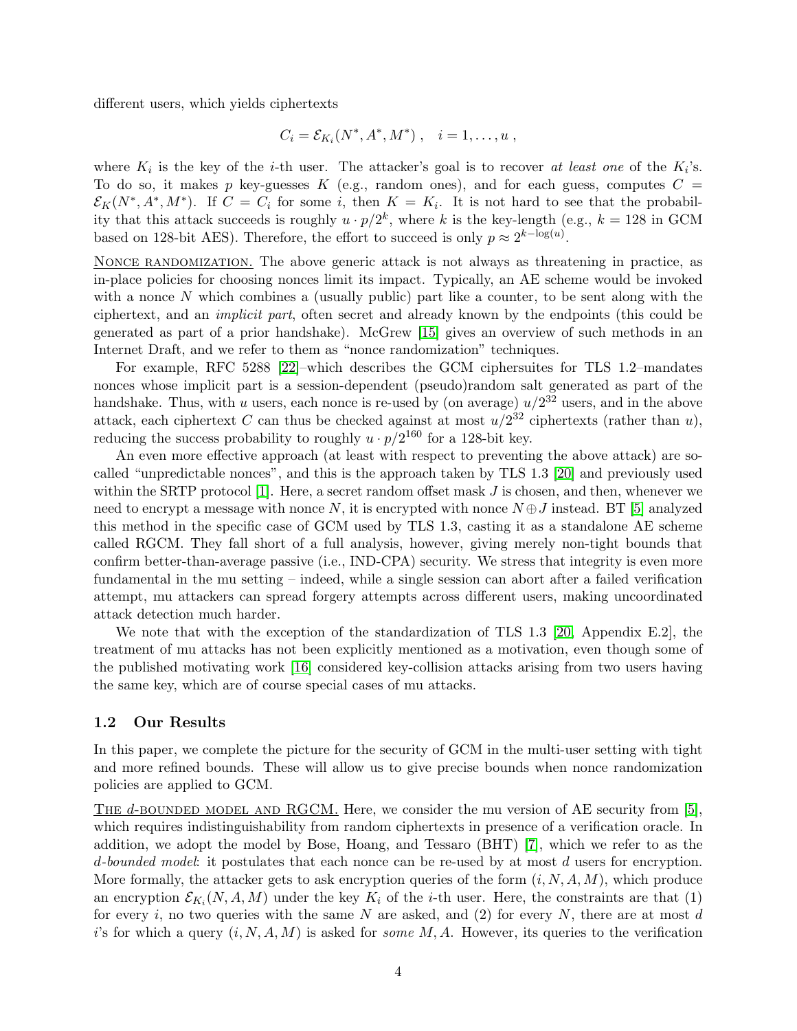different users, which yields ciphertexts

$$C_i = \mathcal{E}_{K_i}(N^*, A^*, M^*) \ , \quad i = 1, \ldots, u \ ,$$

where $K_i$ is the key of the $i$-th user. The attacker's goal is to recover *at least one* of the $K_i$'s. To do so, it makes $p$ key-guesses $K$ (e.g., random ones), and for each guess, computes $C = \mathcal{E}_K(N^*, A^*, M^*)$. If $C = C_i$ for some $i$, then $K = K_i$. It is not hard to see that the probability that this attack succeeds is roughly $u \cdot p/2^k$, where $k$ is the key-length (e.g., $k = 128$ in GCM based on 128-bit AES). Therefore, the effort to succeed is only $p \approx 2^{k - \log(u)}$.

<u>NONCE RANDOMIZATION.</u> The above generic attack is not always as threatening in practice, as in-place policies for choosing nonces limit its impact. Typically, an AE scheme would be invoked with a nonce $N$ which combines a (usually public) part like a counter, to be sent along with the ciphertext, and an *implicit part*, often secret and already known by the endpoints (this could be generated as part of a prior handshake). McGrew [15] gives an overview of such methods in an Internet Draft, and we refer to them as "nonce randomization" techniques.

For example, RFC 5288 [22]–which describes the GCM ciphersuites for TLS 1.2–mandates nonces whose implicit part is a session-dependent (pseudo)random salt generated as part of the handshake. Thus, with $u$ users, each nonce is re-used by (on average) $u/2^{32}$ users, and in the above attack, each ciphertext $C$ can thus be checked against at most $u/2^{32}$ ciphertexts (rather than $u$), reducing the success probability to roughly $u \cdot p/2^{160}$ for a 128-bit key.

An even more effective approach (at least with respect to preventing the above attack) are so-called "unpredictable nonces", and this is the approach taken by TLS 1.3 [20] and previously used within the SRTP protocol [1]. Here, a secret random offset mask $J$ is chosen, and then, whenever we need to encrypt a message with nonce $N$, it is encrypted with nonce $N \oplus J$ instead. BT [5] analyzed this method in the specific case of GCM used by TLS 1.3, casting it as a standalone AE scheme called RGCM. They fall short of a full analysis, however, giving merely non-tight bounds that confirm better-than-average passive (i.e., IND-CPA) security. We stress that integrity is even more fundamental in the mu setting – indeed, while a single session can abort after a failed verification attempt, mu attackers can spread forgery attempts across different users, making uncoordinated attack detection much harder.

We note that with the exception of the standardization of TLS 1.3 [20, Appendix E.2], the treatment of mu attacks has not been explicitly mentioned as a motivation, even though some of the published motivating work [16] considered key-collision attacks arising from two users having the same key, which are of course special cases of mu attacks.

### 1.2 Our Results

In this paper, we complete the picture for the security of GCM in the multi-user setting with tight and more refined bounds. These will allow us to give precise bounds when nonce randomization policies are applied to GCM.

<u>THE $d$-BOUNDED MODEL AND RGCM.</u> Here, we consider the mu version of AE security from [5], which requires indistinguishability from random ciphertexts in presence of a verification oracle. In addition, we adopt the model by Bose, Hoang, and Tessaro (BHT) [7], which we refer to as the *$d$-bounded model*: it postulates that each nonce can be re-used by at most $d$ users for encryption. More formally, the attacker gets to ask encryption queries of the form $(i, N, A, M)$, which produce an encryption $\mathcal{E}_{K_i}(N, A, M)$ under the key $K_i$ of the $i$-th user. Here, the constraints are that (1) for every $i$, no two queries with the same $N$ are asked, and (2) for every $N$, there are at most $d$ $i$'s for which a query $(i, N, A, M)$ is asked for *some* $M, A$. However, its queries to the verification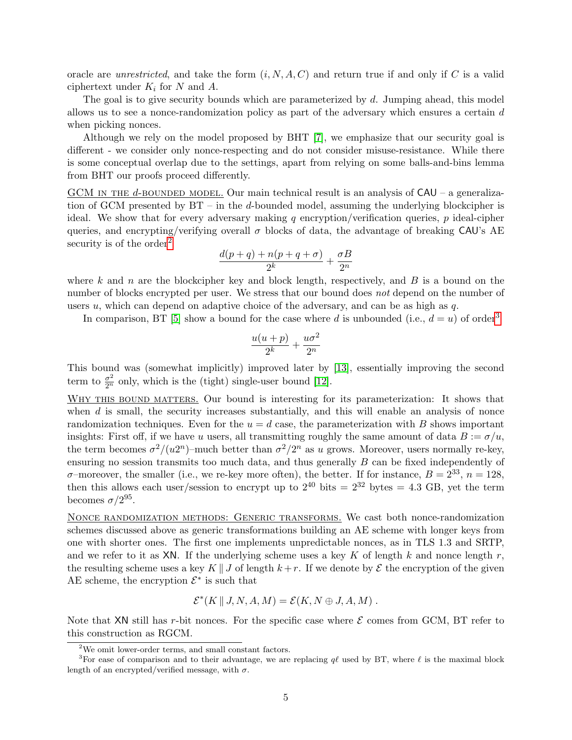oracle are *unrestricted*, and take the form $(i, N, A, C)$ and return true if and only if $C$ is a valid ciphertext under $K_i$ for $N$ and $A$.

The goal is to give security bounds which are parameterized by $d$. Jumping ahead, this model allows us to see a nonce-randomization policy as part of the adversary which ensures a certain $d$ when picking nonces.

Although we rely on the model proposed by BHT [7], we emphasize that our security goal is different - we consider only nonce-respecting and do not consider misuse-resistance. While there is some conceptual overlap due to the settings, apart from relying on some balls-and-bins lemma from BHT our proofs proceed differently.

GCM IN THE $d$-BOUNDED MODEL. Our main technical result is an analysis of $\mathsf{CAU}$ – a generalization of GCM presented by BT – in the $d$-bounded model, assuming the underlying blockcipher is ideal. We show that for every adversary making $q$ encryption/verification queries, $p$ ideal-cipher queries, and encrypting/verifying overall $\sigma$ blocks of data, the advantage of breaking $\mathsf{CAU}$'s AE security is of the order[2]

$$\frac{d(p+q) + n(p+q+\sigma)}{2^k} + \frac{\sigma B}{2^n}$$

where $k$ and $n$ are the blockcipher key and block length, respectively, and $B$ is a bound on the number of blocks encrypted per user. We stress that our bound does *not* depend on the number of users $u$, which can depend on adaptive choice of the adversary, and can be as high as $q$.

In comparison, BT [5] show a bound for the case where $d$ is unbounded (i.e., $d = u$) of order[3]

$$\frac{u(u+p)}{2^k} + \frac{u\sigma^2}{2^n}$$

This bound was (somewhat implicitly) improved later by [13], essentially improving the second term to $\frac{\sigma^2}{2^n}$ only, which is the (tight) single-user bound [12].

WHY THIS BOUND MATTERS. Our bound is interesting for its parameterization: It shows that when $d$ is small, the security increases substantially, and this will enable an analysis of nonce randomization techniques. Even for the $u = d$ case, the parameterization with $B$ shows important insights: First off, if we have $u$ users, all transmitting roughly the same amount of data $B := \sigma/u$, the term becomes $\sigma^2/(u2^n)$–much better than $\sigma^2/2^n$ as $u$ grows. Moreover, users normally re-key, ensuring no session transmits too much data, and thus generally $B$ can be fixed independently of $\sigma$–moreover, the smaller (i.e., we re-key more often), the better. If for instance, $B = 2^{33}$, $n = 128$, then this allows each user/session to encrypt up to $2^{40}$ bits $= 2^{32}$ bytes $= 4.3$ GB, yet the term becomes $\sigma/2^{95}$.

NONCE RANDOMIZATION METHODS: GENERIC TRANSFORMS. We cast both nonce-randomization schemes discussed above as generic transformations building an AE scheme with longer keys from one with shorter ones. The first one implements unpredictable nonces, as in TLS 1.3 and SRTP, and we refer to it as $\mathsf{XN}$. If the underlying scheme uses a key $K$ of length $k$ and nonce length $r$, the resulting scheme uses a key $K \,\|\, J$ of length $k + r$. If we denote by $\mathcal{E}$ the encryption of the given AE scheme, the encryption $\mathcal{E}^*$ is such that

$$\mathcal{E}^*(K \,\|\, J, N, A, M) = \mathcal{E}(K, N \oplus J, A, M) \,.$$

Note that $\mathsf{XN}$ still has $r$-bit nonces. For the specific case where $\mathcal{E}$ comes from GCM, BT refer to this construction as RGCM.

[2] We omit lower-order terms, and small constant factors.

[3] For ease of comparison and to their advantage, we are replacing $q\ell$ used by BT, where $\ell$ is the maximal block length of an encrypted/verified message, with $\sigma$.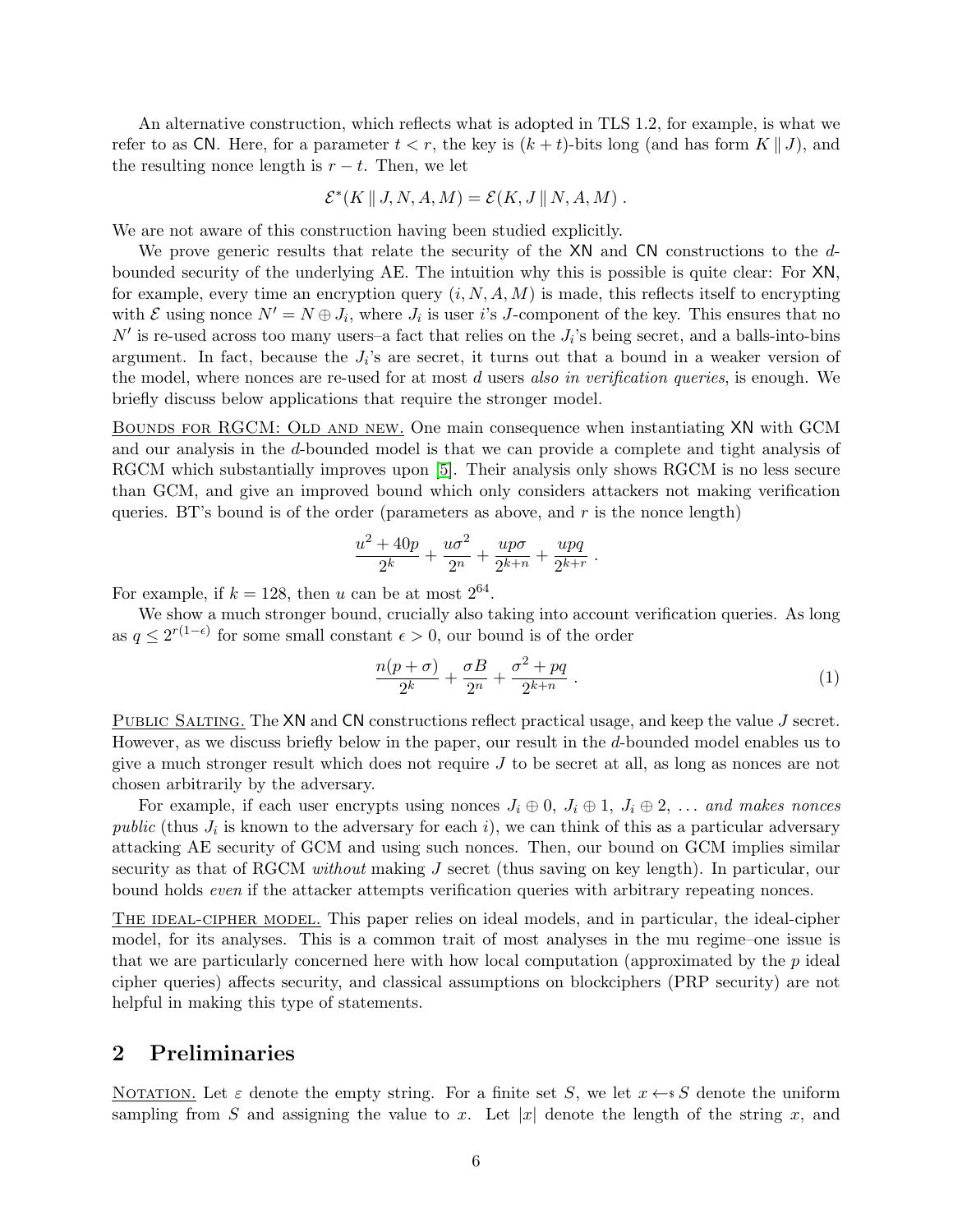An alternative construction, which reflects what is adopted in TLS 1.2, for example, is what we refer to as $\mathsf{CN}$. Here, for a parameter $t < r$, the key is $(k+t)$-bits long (and has form $K \,\|\, J$), and the resulting nonce length is $r - t$. Then, we let

$$\mathcal{E}^*(K \,\|\, J, N, A, M) = \mathcal{E}(K, J \,\|\, N, A, M) \; .$$

We are not aware of this construction having been studied explicitly.

We prove generic results that relate the security of the $\mathsf{XN}$ and $\mathsf{CN}$ constructions to the $d$-bounded security of the underlying AE. The intuition why this is possible is quite clear: For $\mathsf{XN}$, for example, every time an encryption query $(i, N, A, M)$ is made, this reflects itself to encrypting with $\mathcal{E}$ using nonce $N' = N \oplus J_i$, where $J_i$ is user $i$'s $J$-component of the key. This ensures that no $N'$ is re-used across too many users–a fact that relies on the $J_i$'s being secret, and a balls-into-bins argument. In fact, because the $J_i$'s are secret, it turns out that a bound in a weaker version of the model, where nonces are re-used for at most $d$ users *also in verification queries*, is enough. We briefly discuss below applications that require the stronger model.

Bounds for RGCM: Old and new. One main consequence when instantiating $\mathsf{XN}$ with GCM and our analysis in the $d$-bounded model is that we can provide a complete and tight analysis of RGCM which substantially improves upon [5]. Their analysis only shows RGCM is no less secure than GCM, and give an improved bound which only considers attackers not making verification queries. BT's bound is of the order (parameters as above, and $r$ is the nonce length)

$$\frac{u^2 + 40p}{2^k} + \frac{u\sigma^2}{2^n} + \frac{up\sigma}{2^{k+n}} + \frac{upq}{2^{k+r}} \; .$$

For example, if $k = 128$, then $u$ can be at most $2^{64}$.

We show a much stronger bound, crucially also taking into account verification queries. As long as $q \le 2^{r(1-\epsilon)}$ for some small constant $\epsilon > 0$, our bound is of the order

$$\frac{n(p+\sigma)}{2^k} + \frac{\sigma B}{2^n} + \frac{\sigma^2 + pq}{2^{k+n}} \; . \tag{1}$$

Public Salting. The $\mathsf{XN}$ and $\mathsf{CN}$ constructions reflect practical usage, and keep the value $J$ secret. However, as we discuss briefly below in the paper, our result in the $d$-bounded model enables us to give a much stronger result which does not require $J$ to be secret at all, as long as nonces are not chosen arbitrarily by the adversary.

For example, if each user encrypts using nonces $J_i \oplus 0$, $J_i \oplus 1$, $J_i \oplus 2$, $\ldots$ *and makes nonces public* (thus $J_i$ is known to the adversary for each $i$), we can think of this as a particular adversary attacking AE security of GCM and using such nonces. Then, our bound on GCM implies similar security as that of RGCM *without* making $J$ secret (thus saving on key length). In particular, our bound holds *even* if the attacker attempts verification queries with arbitrary repeating nonces.

The ideal-cipher model. This paper relies on ideal models, and in particular, the ideal-cipher model, for its analyses. This is a common trait of most analyses in the mu regime–one issue is that we are particularly concerned here with how local computation (approximated by the $p$ ideal cipher queries) affects security, and classical assumptions on blockciphers (PRP security) are not helpful in making this type of statements.

## 2 Preliminaries

Notation. Let $\varepsilon$ denote the empty string. For a finite set $S$, we let $x \leftarrow\!\!\$\; S$ denote the uniform sampling from $S$ and assigning the value to $x$. Let $|x|$ denote the length of the string $x$, and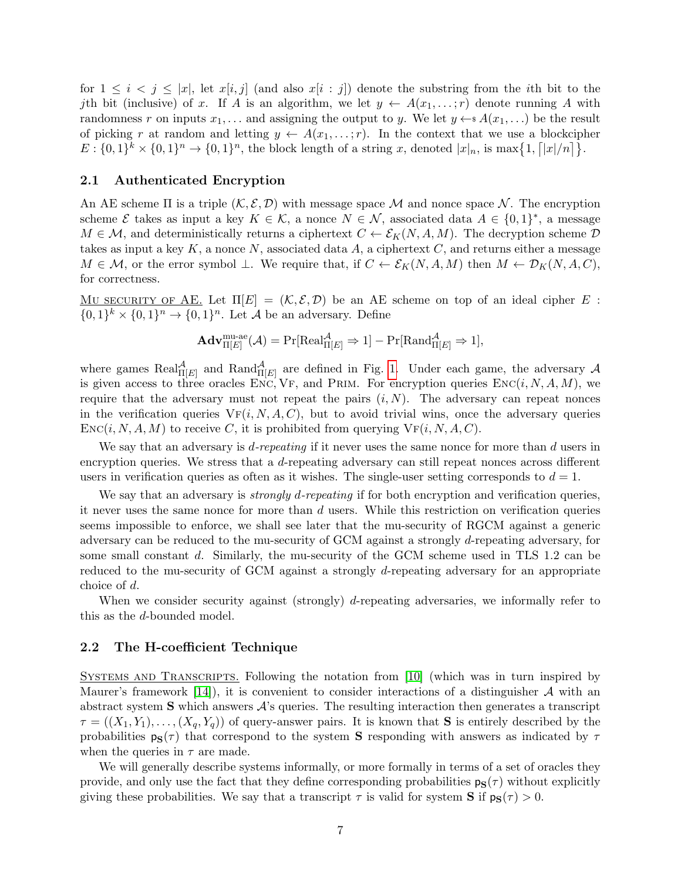for $1 \le i < j \le |x|$, let $x[i,j]$ (and also $x[i:j]$) denote the substring from the $i$th bit to the $j$th bit (inclusive) of $x$. If $A$ is an algorithm, we let $y \leftarrow A(x_1, \ldots; r)$ denote running $A$ with randomness $r$ on inputs $x_1, \ldots$ and assigning the output to $y$. We let $y \leftarrow\!\!\$\, A(x_1, \ldots)$ be the result of picking $r$ at random and letting $y \leftarrow A(x_1, \ldots; r)$. In the context that we use a blockcipher $E : \{0,1\}^k \times \{0,1\}^n \to \{0,1\}^n$, the block length of a string $x$, denoted $|x|_n$, is $\max\{1, \lceil |x|/n \rceil\}$.

## 2.1 Authenticated Encryption

An AE scheme $\Pi$ is a triple $(\mathcal{K}, \mathcal{E}, \mathcal{D})$ with message space $\mathcal{M}$ and nonce space $\mathcal{N}$. The encryption scheme $\mathcal{E}$ takes as input a key $K \in \mathcal{K}$, a nonce $N \in \mathcal{N}$, associated data $A \in \{0,1\}^*$, a message $M \in \mathcal{M}$, and deterministically returns a ciphertext $C \leftarrow \mathcal{E}_K(N, A, M)$. The decryption scheme $\mathcal{D}$ takes as input a key $K$, a nonce $N$, associated data $A$, a ciphertext $C$, and returns either a message $M \in \mathcal{M}$, or the error symbol $\bot$. We require that, if $C \leftarrow \mathcal{E}_K(N, A, M)$ then $M \leftarrow \mathcal{D}_K(N, A, C)$, for correctness.

<u>Mu security of AE.</u> Let $\Pi[E] = (\mathcal{K}, \mathcal{E}, \mathcal{D})$ be an AE scheme on top of an ideal cipher $E : \{0,1\}^k \times \{0,1\}^n \to \{0,1\}^n$. Let $\mathcal{A}$ be an adversary. Define

$$\mathbf{Adv}^{\text{mu-ae}}_{\Pi[E]}(\mathcal{A}) = \Pr[\text{Real}^{\mathcal{A}}_{\Pi[E]} \Rightarrow 1] - \Pr[\text{Rand}^{\mathcal{A}}_{\Pi[E]} \Rightarrow 1],$$

where games $\text{Real}^{\mathcal{A}}_{\Pi[E]}$ and $\text{Rand}^{\mathcal{A}}_{\Pi[E]}$ are defined in Fig. 1. Under each game, the adversary $\mathcal{A}$ is given access to three oracles Enc, Vf, and Prim. For encryption queries $\text{Enc}(i, N, A, M)$, we require that the adversary must not repeat the pairs $(i, N)$. The adversary can repeat nonces in the verification queries $\text{Vf}(i, N, A, C)$, but to avoid trivial wins, once the adversary queries $\text{Enc}(i, N, A, M)$ to receive $C$, it is prohibited from querying $\text{Vf}(i, N, A, C)$.

We say that an adversary is *d-repeating* if it never uses the same nonce for more than $d$ users in encryption queries. We stress that a $d$-repeating adversary can still repeat nonces across different users in verification queries as often as it wishes. The single-user setting corresponds to $d = 1$.

We say that an adversary is *strongly d-repeating* if for both encryption and verification queries, it never uses the same nonce for more than $d$ users. While this restriction on verification queries seems impossible to enforce, we shall see later that the mu-security of RGCM against a generic adversary can be reduced to the mu-security of GCM against a strongly $d$-repeating adversary, for some small constant $d$. Similarly, the mu-security of the GCM scheme used in TLS 1.2 can be reduced to the mu-security of GCM against a strongly $d$-repeating adversary for an appropriate choice of $d$.

When we consider security against (strongly) $d$-repeating adversaries, we informally refer to this as the $d$-bounded model.

## 2.2 The H-coefficient Technique

<u>Systems and Transcripts.</u> Following the notation from [10] (which was in turn inspired by Maurer's framework [14]), it is convenient to consider interactions of a distinguisher $\mathcal{A}$ with an abstract system $\mathbf{S}$ which answers $\mathcal{A}$'s queries. The resulting interaction then generates a transcript $\tau = ((X_1, Y_1), \ldots, (X_q, Y_q))$ of query-answer pairs. It is known that $\mathbf{S}$ is entirely described by the probabilities $\mathsf{p}_{\mathbf{S}}(\tau)$ that correspond to the system $\mathbf{S}$ responding with answers as indicated by $\tau$ when the queries in $\tau$ are made.

We will generally describe systems informally, or more formally in terms of a set of oracles they provide, and only use the fact that they define corresponding probabilities $\mathsf{p}_{\mathbf{S}}(\tau)$ without explicitly giving these probabilities. We say that a transcript $\tau$ is valid for system $\mathbf{S}$ if $\mathsf{p}_{\mathbf{S}}(\tau) > 0$.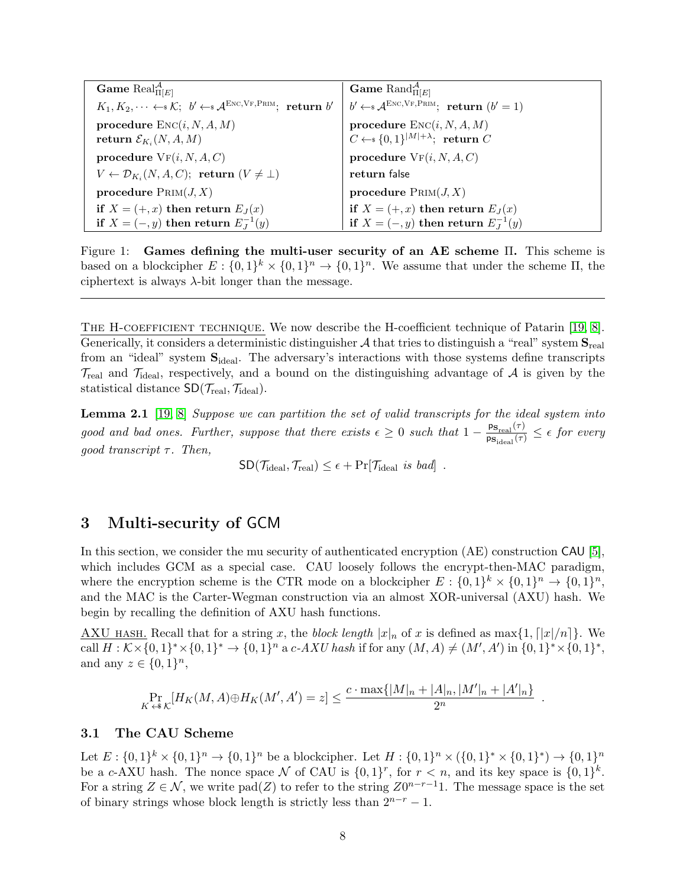| **Game** $\mathrm{Real}^{\mathcal{A}}_{\Pi[E]}$ | **Game** $\mathrm{Rand}^{\mathcal{A}}_{\Pi[E]}$ |
|---|---|
| $K_1, K_2, \cdots \leftarrow_{\$} \mathcal{K}$; $b' \leftarrow_{\$} \mathcal{A}^{\mathrm{Enc},\mathrm{Vf},\mathrm{Prim}}$; **return** $b'$ | $b' \leftarrow_{\$} \mathcal{A}^{\mathrm{Enc},\mathrm{Vf},\mathrm{Prim}}$; **return** $(b' = 1)$ |
| **procedure** $\mathrm{Enc}(i, N, A, M)$ | **procedure** $\mathrm{Enc}(i, N, A, M)$ |
| **return** $\mathcal{E}_{K_i}(N, A, M)$ | $C \leftarrow_{\$} \{0,1\}^{\lvert M\rvert+\lambda}$; **return** $C$ |
| **procedure** $\mathrm{Vf}(i, N, A, C)$ | **procedure** $\mathrm{Vf}(i, N, A, C)$ |
| $V \leftarrow \mathcal{D}_{K_i}(N, A, C)$; **return** $(V \neq \bot)$ | **return** false |
| **procedure** $\mathrm{Prim}(J, X)$ | **procedure** $\mathrm{Prim}(J, X)$ |
| **if** $X = (+, x)$ **then return** $E_J(x)$ | **if** $X = (+, x)$ **then return** $E_J(x)$ |
| **if** $X = (-, y)$ **then return** $E^{-1}_J(y)$ | **if** $X = (-, y)$ **then return** $E^{-1}_J(y)$ |

Figure 1: **Games defining the multi-user security of an AE scheme $\Pi$.** This scheme is based on a blockcipher $E : \{0,1\}^k \times \{0,1\}^n \to \{0,1\}^n$. We assume that under the scheme $\Pi$, the ciphertext is always $\lambda$-bit longer than the message.

---

THE H-COEFFICIENT TECHNIQUE. We now describe the H-coefficient technique of Patarin [19, 8]. Generically, it considers a deterministic distinguisher $\mathcal{A}$ that tries to distinguish a "real" system $\mathbf{S}_{\mathrm{real}}$ from an "ideal" system $\mathbf{S}_{\mathrm{ideal}}$. The adversary's interactions with those systems define transcripts $\mathcal{T}_{\mathrm{real}}$ and $\mathcal{T}_{\mathrm{ideal}}$, respectively, and a bound on the distinguishing advantage of $\mathcal{A}$ is given by the statistical distance $\mathsf{SD}(\mathcal{T}_{\mathrm{real}}, \mathcal{T}_{\mathrm{ideal}})$.

**Lemma 2.1** [19, 8] *Suppose we can partition the set of valid transcripts for the ideal system into good and bad ones. Further, suppose that there exists $\epsilon \geq 0$ such that $1 - \frac{\mathsf{ps}_{\mathrm{real}}(\tau)}{\mathsf{ps}_{\mathrm{ideal}}(\tau)} \leq \epsilon$ for every good transcript $\tau$. Then,*

$$\mathsf{SD}(\mathcal{T}_{\mathrm{ideal}}, \mathcal{T}_{\mathrm{real}}) \leq \epsilon + \Pr[\mathcal{T}_{\mathrm{ideal}} \textit{ is bad}] \enspace .$$

# 3 Multi-security of GCM

In this section, we consider the mu security of authenticated encryption (AE) construction CAU [5], which includes GCM as a special case. CAU loosely follows the encrypt-then-MAC paradigm, where the encryption scheme is the CTR mode on a blockcipher $E : \{0,1\}^k \times \{0,1\}^n \to \{0,1\}^n$, and the MAC is the Carter-Wegman construction via an almost XOR-universal (AXU) hash. We begin by recalling the definition of AXU hash functions.

AXU HASH. Recall that for a string $x$, the *block length* $|x|_n$ of $x$ is defined as $\max\{1, \lceil |x|/n \rceil\}$. We call $H : \mathcal{K} \times \{0,1\}^* \times \{0,1\}^* \to \{0,1\}^n$ a *$c$-AXU hash* if for any $(M, A) \neq (M', A')$ in $\{0,1\}^* \times \{0,1\}^*$, and any $z \in \{0,1\}^n$,

$$\Pr_{K \leftarrow_{\$} \mathcal{K}}[H_K(M, A) \oplus H_K(M', A') = z] \leq \frac{c \cdot \max\{|M|_n + |A|_n, |M'|_n + |A'|_n\}}{2^n} \enspace .$$

## 3.1 The CAU Scheme

Let $E : \{0,1\}^k \times \{0,1\}^n \to \{0,1\}^n$ be a blockcipher. Let $H : \{0,1\}^n \times (\{0,1\}^* \times \{0,1\}^*) \to \{0,1\}^n$ be a $c$-AXU hash. The nonce space $\mathcal{N}$ of CAU is $\{0,1\}^r$, for $r < n$, and its key space is $\{0,1\}^k$. For a string $Z \in \mathcal{N}$, we write $\mathrm{pad}(Z)$ to refer to the string $Z0^{n-r-1}1$. The message space is the set of binary strings whose block length is strictly less than $2^{n-r} - 1$.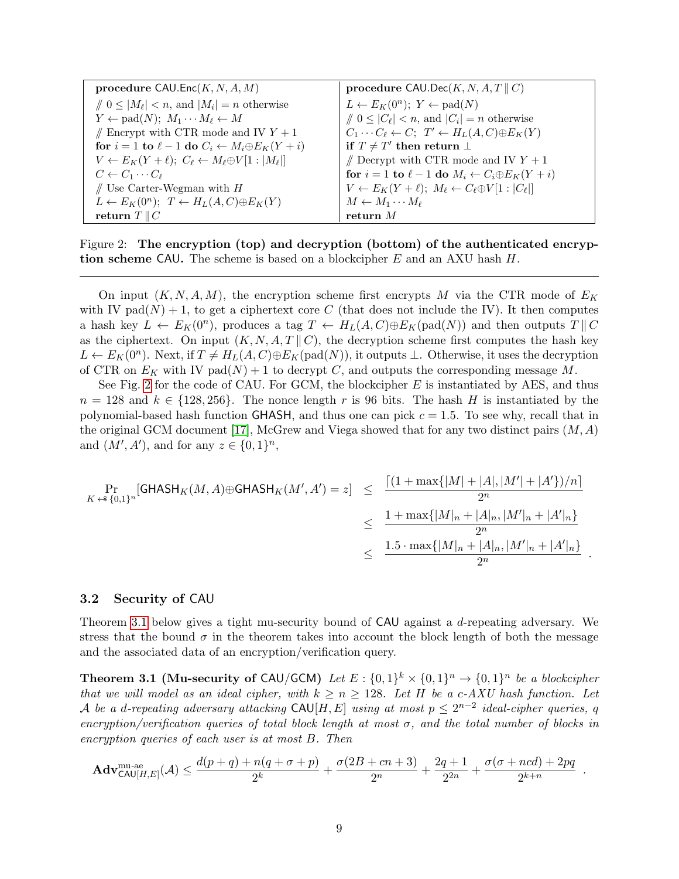```
procedure CAU.Enc(K, N, A, M)
  // 0 ≤ |M_ℓ| < n, and |M_i| = n otherwise
  Y ← pad(N); M_1 ··· M_ℓ ← M
  // Encrypt with CTR mode and IV Y + 1
  for i = 1 to ℓ − 1 do C_i ← M_i ⊕ E_K(Y + i)
  V ← E_K(Y + ℓ); C_ℓ ← M_ℓ ⊕ V[1 : |M_ℓ|]
  C ← C_1 ··· C_ℓ
  // Use Carter-Wegman with H
  L ← E_K(0^n); T ← H_L(A, C) ⊕ E_K(Y)
  return T ∥ C
```

```
procedure CAU.Dec(K, N, A, T ∥ C)
  L ← E_K(0^n); Y ← pad(N)
  // 0 ≤ |C_ℓ| < n, and |C_i| = n otherwise
  C_1 ··· C_ℓ ← C; T' ← H_L(A, C) ⊕ E_K(Y)
  if T ≠ T' then return ⊥
  // Decrypt with CTR mode and IV Y + 1
  for i = 1 to ℓ − 1 do M_i ← C_i ⊕ E_K(Y + i)
  V ← E_K(Y + ℓ); M_ℓ ← C_ℓ ⊕ V[1 : |C_ℓ|]
  M ← M_1 ··· M_ℓ
  return M
```

Figure 2: **The encryption (top) and decryption (bottom) of the authenticated encryption scheme CAU.** The scheme is based on a blockcipher $E$ and an AXU hash $H$.

On input $(K, N, A, M)$, the encryption scheme first encrypts $M$ via the CTR mode of $E_K$ with IV $\text{pad}(N) + 1$, to get a ciphertext core $C$ (that does not include the IV). It then computes a hash key $L \leftarrow E_K(0^n)$, produces a tag $T \leftarrow H_L(A, C) \oplus E_K(\text{pad}(N))$ and then outputs $T \,\|\, C$ as the ciphertext. On input $(K, N, A, T \,\|\, C)$, the decryption scheme first computes the hash key $L \leftarrow E_K(0^n)$. Next, if $T \neq H_L(A, C) \oplus E_K(\text{pad}(N))$, it outputs $\bot$. Otherwise, it uses the decryption of CTR on $E_K$ with IV $\text{pad}(N) + 1$ to decrypt $C$, and outputs the corresponding message $M$.

See Fig. 2 for the code of CAU. For GCM, the blockcipher $E$ is instantiated by AES, and thus $n = 128$ and $k \in \{128, 256\}$. The nonce length $r$ is 96 bits. The hash $H$ is instantiated by the polynomial-based hash function GHASH, and thus one can pick $c = 1.5$. To see why, recall that in the original GCM document [17], McGrew and Viega showed that for any two distinct pairs $(M, A)$ and $(M', A')$, and for any $z \in \{0,1\}^n$,

$$
\begin{aligned}
\Pr_{K \leftarrow\$ \{0,1\}^n}[\mathsf{GHASH}_K(M, A) \oplus \mathsf{GHASH}_K(M', A') = z] \;&\leq\; \frac{\lceil (1 + \max\{|M| + |A|, |M'| + |A'|\})/n \rceil}{2^n} \\
&\leq\; \frac{1 + \max\{|M|_n + |A|_n, |M'|_n + |A'|_n\}}{2^n} \\
&\leq\; \frac{1.5 \cdot \max\{|M|_n + |A|_n, |M'|_n + |A'|_n\}}{2^n} \enspace .
\end{aligned}
$$

### 3.2 Security of CAU

Theorem 3.1 below gives a tight mu-security bound of CAU against a $d$-repeating adversary. We stress that the bound $\sigma$ in the theorem takes into account the block length of both the message and the associated data of an encryption/verification query.

**Theorem 3.1 (Mu-security of CAU/GCM)** *Let $E : \{0,1\}^k \times \{0,1\}^n \to \{0,1\}^n$ be a blockcipher that we will model as an ideal cipher, with $k \geq n \geq 128$. Let $H$ be a $c$-AXU hash function. Let $\mathcal{A}$ be a $d$-repeating adversary attacking $\mathsf{CAU}[H, E]$ using at most $p \leq 2^{n-2}$ ideal-cipher queries, $q$ encryption/verification queries of total block length at most $\sigma$, and the total number of blocks in encryption queries of each user is at most $B$. Then*

$$
\mathbf{Adv}^{\text{mu-ae}}_{\mathsf{CAU}[H,E]}(\mathcal{A}) \leq \frac{d(p+q) + n(q + \sigma + p)}{2^k} + \frac{\sigma(2B + cn + 3)}{2^n} + \frac{2q+1}{2^{2n}} + \frac{\sigma(\sigma + ncd) + 2pq}{2^{k+n}} \enspace .
$$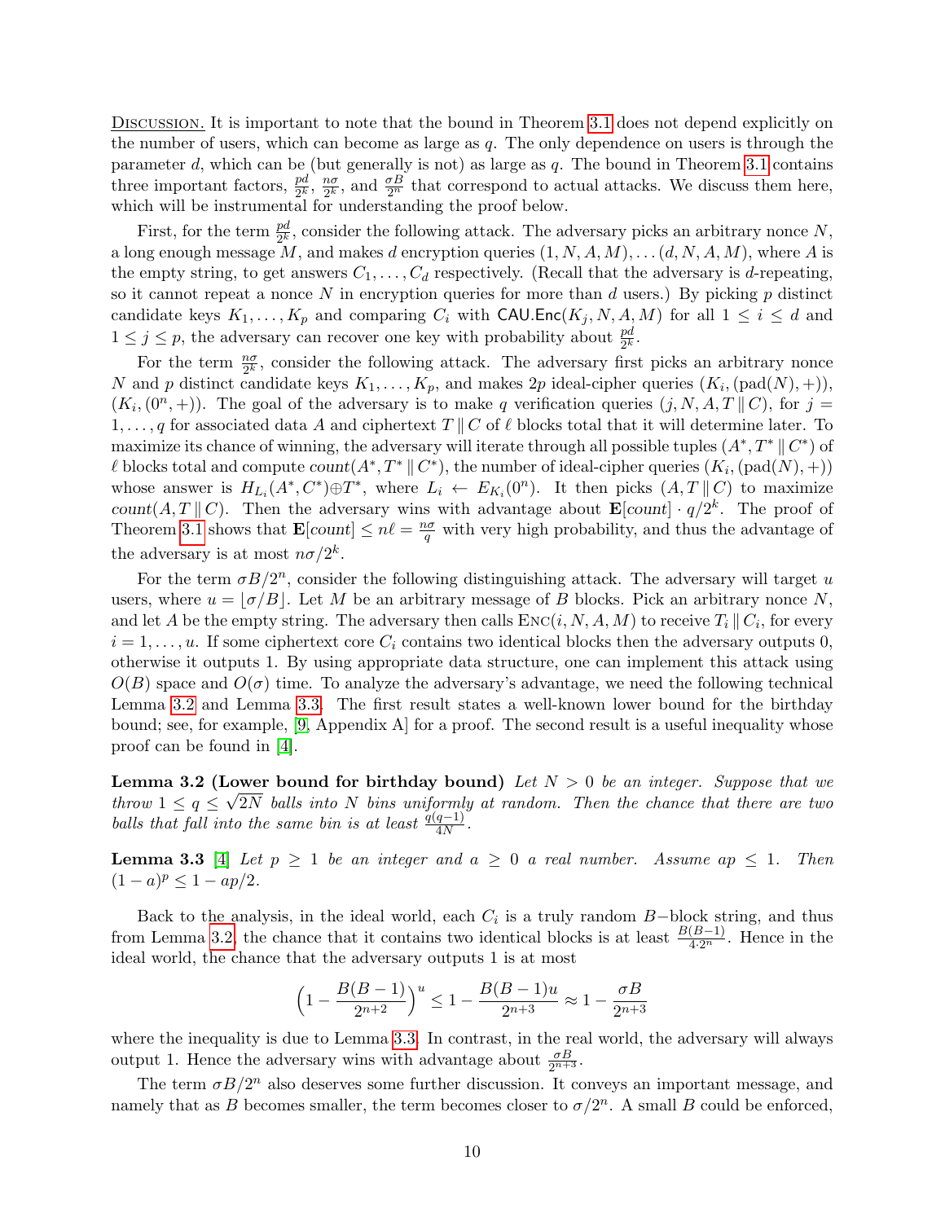Discussion. It is important to note that the bound in Theorem 3.1 does not depend explicitly on the number of users, which can become as large as $q$. The only dependence on users is through the parameter $d$, which can be (but generally is not) as large as $q$. The bound in Theorem 3.1 contains three important factors, $\frac{pd}{2^k}$, $\frac{n\sigma}{2^k}$, and $\frac{\sigma B}{2^n}$ that correspond to actual attacks. We discuss them here, which will be instrumental for understanding the proof below.

First, for the term $\frac{pd}{2^k}$, consider the following attack. The adversary picks an arbitrary nonce $N$, a long enough message $M$, and makes $d$ encryption queries $(1, N, A, M), \ldots (d, N, A, M)$, where $A$ is the empty string, to get answers $C_1, \ldots, C_d$ respectively. (Recall that the adversary is $d$-repeating, so it cannot repeat a nonce $N$ in encryption queries for more than $d$ users.) By picking $p$ distinct candidate keys $K_1, \ldots, K_p$ and comparing $C_i$ with $\mathsf{CAU.Enc}(K_j, N, A, M)$ for all $1 \le i \le d$ and $1 \le j \le p$, the adversary can recover one key with probability about $\frac{pd}{2^k}$.

For the term $\frac{n\sigma}{2^k}$, consider the following attack. The adversary first picks an arbitrary nonce $N$ and $p$ distinct candidate keys $K_1, \ldots, K_p$, and makes $2p$ ideal-cipher queries $(K_i, (\mathrm{pad}(N), +))$, $(K_i, (0^n, +))$. The goal of the adversary is to make $q$ verification queries $(j, N, A, T \,\|\, C)$, for $j = 1, \ldots, q$ for associated data $A$ and ciphertext $T \,\|\, C$ of $\ell$ blocks total that it will determine later. To maximize its chance of winning, the adversary will iterate through all possible tuples $(A^*, T^* \,\|\, C^*)$ of $\ell$ blocks total and compute $\mathit{count}(A^*, T^* \,\|\, C^*)$, the number of ideal-cipher queries $(K_i, (\mathrm{pad}(N), +))$ whose answer is $H_{L_i}(A^*, C^*) \oplus T^*$, where $L_i \leftarrow E_{K_i}(0^n)$. It then picks $(A, T \,\|\, C)$ to maximize $\mathit{count}(A, T \,\|\, C)$. Then the adversary wins with advantage about $\mathbf{E}[\mathit{count}] \cdot q/2^k$. The proof of Theorem 3.1 shows that $\mathbf{E}[\mathit{count}] \le n\ell = \frac{n\sigma}{q}$ with very high probability, and thus the advantage of the adversary is at most $n\sigma/2^k$.

For the term $\sigma B/2^n$, consider the following distinguishing attack. The adversary will target $u$ users, where $u = \lfloor \sigma/B \rfloor$. Let $M$ be an arbitrary message of $B$ blocks. Pick an arbitrary nonce $N$, and let $A$ be the empty string. The adversary then calls $\textsc{Enc}(i, N, A, M)$ to receive $T_i \,\|\, C_i$, for every $i = 1, \ldots, u$. If some ciphertext core $C_i$ contains two identical blocks then the adversary outputs 0, otherwise it outputs 1. By using appropriate data structure, one can implement this attack using $O(B)$ space and $O(\sigma)$ time. To analyze the adversary's advantage, we need the following technical Lemma 3.2 and Lemma 3.3. The first result states a well-known lower bound for the birthday bound; see, for example, [9, Appendix A] for a proof. The second result is a useful inequality whose proof can be found in [4].

**Lemma 3.2 (Lower bound for birthday bound)** *Let $N > 0$ be an integer. Suppose that we throw $1 \le q \le \sqrt{2N}$ balls into $N$ bins uniformly at random. Then the chance that there are two balls that fall into the same bin is at least $\frac{q(q-1)}{4N}$.*

**Lemma 3.3** [4] *Let $p \ge 1$ be an integer and $a \ge 0$ a real number. Assume $ap \le 1$. Then $(1-a)^p \le 1 - ap/2$.*

Back to the analysis, in the ideal world, each $C_i$ is a truly random $B-$block string, and thus from Lemma 3.2, the chance that it contains two identical blocks is at least $\frac{B(B-1)}{4 \cdot 2^n}$. Hence in the ideal world, the chance that the adversary outputs 1 is at most

$$\Bigl(1 - \frac{B(B-1)}{2^{n+2}}\Bigr)^u \le 1 - \frac{B(B-1)u}{2^{n+3}} \approx 1 - \frac{\sigma B}{2^{n+3}}$$

where the inequality is due to Lemma 3.3. In contrast, in the real world, the adversary will always output 1. Hence the adversary wins with advantage about $\frac{\sigma B}{2^{n+3}}$.

The term $\sigma B/2^n$ also deserves some further discussion. It conveys an important message, and namely that as $B$ becomes smaller, the term becomes closer to $\sigma/2^n$. A small $B$ could be enforced,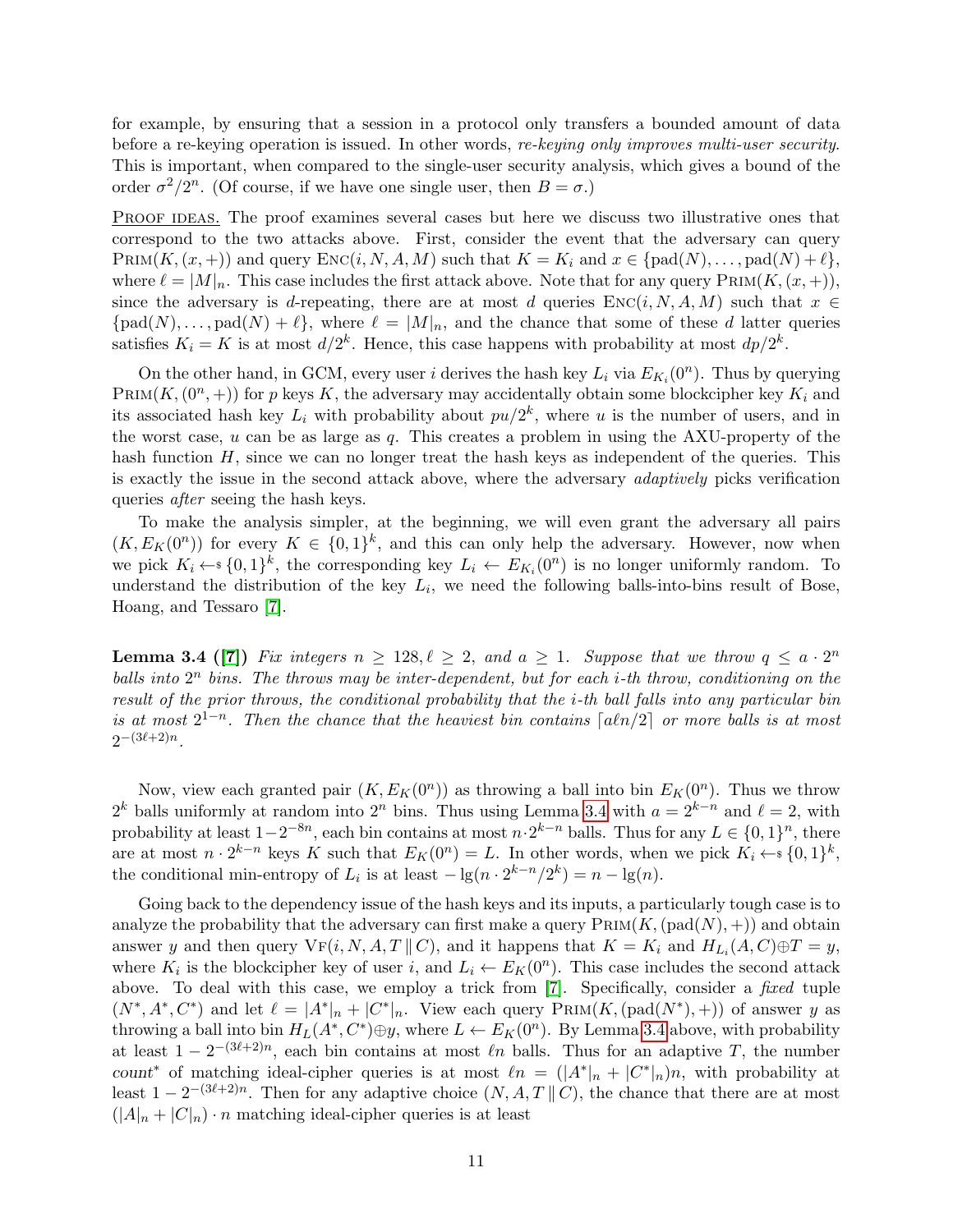for example, by ensuring that a session in a protocol only transfers a bounded amount of data before a re-keying operation is issued. In other words, *re-keying only improves multi-user security.* This is important, when compared to the single-user security analysis, which gives a bound of the order $\sigma^2/2^n$. (Of course, if we have one single user, then $B = \sigma$.)

PROOF IDEAS. The proof examines several cases but here we discuss two illustrative ones that correspond to the two attacks above. First, consider the event that the adversary can query $\text{PRIM}(K, (x, +))$ and query $\text{ENC}(i, N, A, M)$ such that $K = K_i$ and $x \in \{\text{pad}(N), \ldots, \text{pad}(N) + \ell\}$, where $\ell = |M|_n$. This case includes the first attack above. Note that for any query $\text{PRIM}(K, (x, +))$, since the adversary is $d$-repeating, there are at most $d$ queries $\text{ENC}(i, N, A, M)$ such that $x \in \{\text{pad}(N), \ldots, \text{pad}(N) + \ell\}$, where $\ell = |M|_n$, and the chance that some of these $d$ latter queries satisfies $K_i = K$ is at most $d/2^k$. Hence, this case happens with probability at most $dp/2^k$.

On the other hand, in GCM, every user $i$ derives the hash key $L_i$ via $E_{K_i}(0^n)$. Thus by querying $\text{PRIM}(K, (0^n, +))$ for $p$ keys $K$, the adversary may accidentally obtain some blockcipher key $K_i$ and its associated hash key $L_i$ with probability about $pu/2^k$, where $u$ is the number of users, and in the worst case, $u$ can be as large as $q$. This creates a problem in using the AXU-property of the hash function $H$, since we can no longer treat the hash keys as independent of the queries. This is exactly the issue in the second attack above, where the adversary *adaptively* picks verification queries *after* seeing the hash keys.

To make the analysis simpler, at the beginning, we will even grant the adversary all pairs $(K, E_K(0^n))$ for every $K \in \{0,1\}^k$, and this can only help the adversary. However, now when we pick $K_i \leftarrow_{\$} \{0,1\}^k$, the corresponding key $L_i \leftarrow E_{K_i}(0^n)$ is no longer uniformly random. To understand the distribution of the key $L_i$, we need the following balls-into-bins result of Bose, Hoang, and Tessaro [7].

**Lemma 3.4 ([7])** *Fix integers $n \geq 128, \ell \geq 2$, and $a \geq 1$. Suppose that we throw $q \leq a \cdot 2^n$ balls into $2^n$ bins. The throws may be inter-dependent, but for each $i$-th throw, conditioning on the result of the prior throws, the conditional probability that the $i$-th ball falls into any particular bin is at most $2^{1-n}$. Then the chance that the heaviest bin contains $\lceil a\ell n/2 \rceil$ or more balls is at most $2^{-(3\ell+2)n}$.*

Now, view each granted pair $(K, E_K(0^n))$ as throwing a ball into bin $E_K(0^n)$. Thus we throw $2^k$ balls uniformly at random into $2^n$ bins. Thus using Lemma 3.4 with $a = 2^{k-n}$ and $\ell = 2$, with probability at least $1 - 2^{-8n}$, each bin contains at most $n \cdot 2^{k-n}$ balls. Thus for any $L \in \{0,1\}^n$, there are at most $n \cdot 2^{k-n}$ keys $K$ such that $E_K(0^n) = L$. In other words, when we pick $K_i \leftarrow_{\$} \{0,1\}^k$, the conditional min-entropy of $L_i$ is at least $-\lg(n \cdot 2^{k-n}/2^k) = n - \lg(n)$.

Going back to the dependency issue of the hash keys and its inputs, a particularly tough case is to analyze the probability that the adversary can first make a query $\text{PRIM}(K, (\text{pad}(N), +))$ and obtain answer $y$ and then query $\text{VF}(i, N, A, T \,\|\, C)$, and it happens that $K = K_i$ and $H_{L_i}(A, C) \oplus T = y$, where $K_i$ is the blockcipher key of user $i$, and $L_i \leftarrow E_K(0^n)$. This case includes the second attack above. To deal with this case, we employ a trick from [7]. Specifically, consider a *fixed* tuple $(N^*, A^*, C^*)$ and let $\ell = |A^*|_n + |C^*|_n$. View each query $\text{PRIM}(K, (\text{pad}(N^*), +))$ of answer $y$ as throwing a ball into bin $H_L(A^*, C^*) \oplus y$, where $L \leftarrow E_K(0^n)$. By Lemma 3.4 above, with probability at least $1 - 2^{-(3\ell+2)n}$, each bin contains at most $\ell n$ balls. Thus for an adaptive $T$, the number $count^*$ of matching ideal-cipher queries is at most $\ell n = (|A^*|_n + |C^*|_n)n$, with probability at least $1 - 2^{-(3\ell+2)n}$. Then for any adaptive choice $(N, A, T \,\|\, C)$, the chance that there are at most $(|A|_n + |C|_n) \cdot n$ matching ideal-cipher queries is at least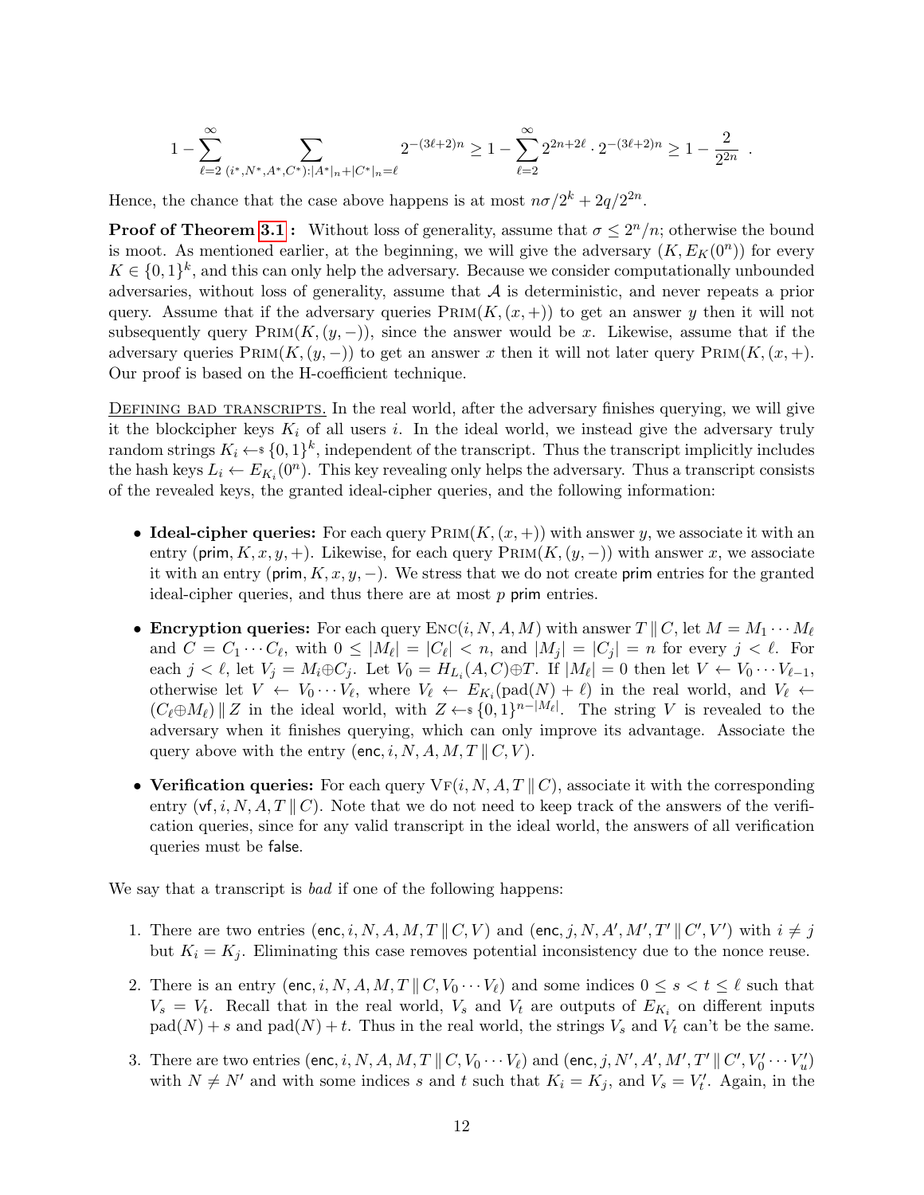$$1 - \sum_{\ell=2}^{\infty} \sum_{(i^*, N^*, A^*, C^*): |A^*|_n + |C^*|_n = \ell} 2^{-(3\ell+2)n} \ge 1 - \sum_{\ell=2}^{\infty} 2^{2n+2\ell} \cdot 2^{-(3\ell+2)n} \ge 1 - \frac{2}{2^{2n}} \ .$$

Hence, the chance that the case above happens is at most $n\sigma/2^k + 2q/2^{2n}$.

**Proof of Theorem 3.1 :** Without loss of generality, assume that $\sigma \le 2^n/n$; otherwise the bound is moot. As mentioned earlier, at the beginning, we will give the adversary $(K, E_K(0^n))$ for every $K \in \{0,1\}^k$, and this can only help the adversary. Because we consider computationally unbounded adversaries, without loss of generality, assume that $\mathcal{A}$ is deterministic, and never repeats a prior query. Assume that if the adversary queries $\text{PRIM}(K, (x, +))$ to get an answer $y$ then it will not subsequently query $\text{PRIM}(K, (y, -))$, since the answer would be $x$. Likewise, assume that if the adversary queries $\text{PRIM}(K, (y, -))$ to get an answer $x$ then it will not later query $\text{PRIM}(K, (x, +)$. Our proof is based on the H-coefficient technique.

<u>Defining bad transcripts.</u> In the real world, after the adversary finishes querying, we will give it the blockcipher keys $K_i$ of all users $i$. In the ideal world, we instead give the adversary truly random strings $K_i \leftarrow_{\$} \{0,1\}^k$, independent of the transcript. Thus the transcript implicitly includes the hash keys $L_i \leftarrow E_{K_i}(0^n)$. This key revealing only helps the adversary. Thus a transcript consists of the revealed keys, the granted ideal-cipher queries, and the following information:

- **Ideal-cipher queries:** For each query $\text{PRIM}(K, (x, +))$ with answer $y$, we associate it with an entry $(\mathsf{prim}, K, x, y, +)$. Likewise, for each query $\text{PRIM}(K, (y, -))$ with answer $x$, we associate it with an entry $(\mathsf{prim}, K, x, y, -)$. We stress that we do not create $\mathsf{prim}$ entries for the granted ideal-cipher queries, and thus there are at most $p$ $\mathsf{prim}$ entries.
- **Encryption queries:** For each query $\text{ENC}(i, N, A, M)$ with answer $T \,\|\, C$, let $M = M_1 \cdots M_\ell$ and $C = C_1 \cdots C_\ell$, with $0 \le |M_\ell| = |C_\ell| < n$, and $|M_j| = |C_j| = n$ for every $j < \ell$. For each $j < \ell$, let $V_j = M_i \oplus C_j$. Let $V_0 = H_{L_i}(A, C) \oplus T$. If $|M_\ell| = 0$ then let $V \leftarrow V_0 \cdots V_{\ell-1}$, otherwise let $V \leftarrow V_0 \cdots V_\ell$, where $V_\ell \leftarrow E_{K_i}(\text{pad}(N) + \ell)$ in the real world, and $V_\ell \leftarrow (C_\ell \oplus M_\ell) \,\|\, Z$ in the ideal world, with $Z \leftarrow_{\$} \{0,1\}^{n-|M_\ell|}$. The string $V$ is revealed to the adversary when it finishes querying, which can only improve its advantage. Associate the query above with the entry $(\mathsf{enc}, i, N, A, M, T \,\|\, C, V)$.
- **Verification queries:** For each query $\text{VF}(i, N, A, T \,\|\, C)$, associate it with the corresponding entry $(\mathsf{vf}, i, N, A, T \,\|\, C)$. Note that we do not need to keep track of the answers of the verification queries, since for any valid transcript in the ideal world, the answers of all verification queries must be $\mathsf{false}$.

We say that a transcript is *bad* if one of the following happens:

1. There are two entries $(\mathsf{enc}, i, N, A, M, T \,\|\, C, V)$ and $(\mathsf{enc}, j, N, A', M', T' \,\|\, C', V')$ with $i \ne j$ but $K_i = K_j$. Eliminating this case removes potential inconsistency due to the nonce reuse.
2. There is an entry $(\mathsf{enc}, i, N, A, M, T \,\|\, C, V_0 \cdots V_\ell)$ and some indices $0 \le s < t \le \ell$ such that $V_s = V_t$. Recall that in the real world, $V_s$ and $V_t$ are outputs of $E_{K_i}$ on different inputs $\text{pad}(N) + s$ and $\text{pad}(N) + t$. Thus in the real world, the strings $V_s$ and $V_t$ can't be the same.
3. There are two entries $(\mathsf{enc}, i, N, A, M, T \,\|\, C, V_0 \cdots V_\ell)$ and $(\mathsf{enc}, j, N', A', M', T' \,\|\, C', V'_0 \cdots V'_u)$ with $N \ne N'$ and with some indices $s$ and $t$ such that $K_i = K_j$, and $V_s = V'_t$. Again, in the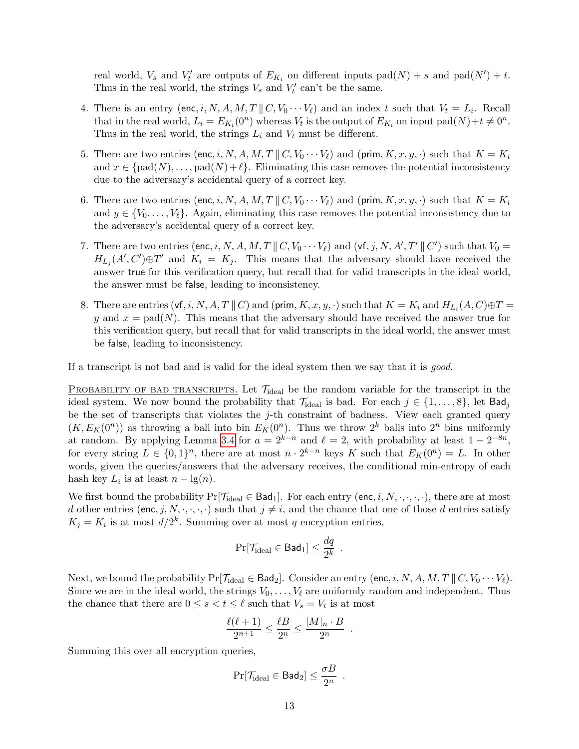real world, $V_s$ and $V'_t$ are outputs of $E_{K_i}$ on different inputs $\mathrm{pad}(N) + s$ and $\mathrm{pad}(N') + t$. Thus in the real world, the strings $V_s$ and $V'_t$ can't be the same.

4. There is an entry $(\mathsf{enc}, i, N, A, M, T \,\|\, C, V_0 \cdots V_\ell)$ and an index $t$ such that $V_t = L_i$. Recall that in the real world, $L_i = E_{K_i}(0^n)$ whereas $V_t$ is the output of $E_{K_i}$ on input $\mathrm{pad}(N)+t \neq 0^n$. Thus in the real world, the strings $L_i$ and $V_t$ must be different.

5. There are two entries $(\mathsf{enc}, i, N, A, M, T \,\|\, C, V_0 \cdots V_\ell)$ and $(\mathsf{prim}, K, x, y, \cdot)$ such that $K = K_i$ and $x \in \{\mathrm{pad}(N), \ldots, \mathrm{pad}(N) + \ell\}$. Eliminating this case removes the potential inconsistency due to the adversary's accidental query of a correct key.

6. There are two entries $(\mathsf{enc}, i, N, A, M, T \,\|\, C, V_0 \cdots V_\ell)$ and $(\mathsf{prim}, K, x, y, \cdot)$ such that $K = K_i$ and $y \in \{V_0, \ldots, V_\ell\}$. Again, eliminating this case removes the potential inconsistency due to the adversary's accidental query of a correct key.

7. There are two entries $(\mathsf{enc}, i, N, A, M, T \,\|\, C, V_0 \cdots V_\ell)$ and $(\mathsf{vf}, j, N, A', T' \,\|\, C')$ such that $V_0 = H_{L_j}(A', C') \oplus T'$ and $K_i = K_j$. This means that the adversary should have received the answer $\mathsf{true}$ for this verification query, but recall that for valid transcripts in the ideal world, the answer must be $\mathsf{false}$, leading to inconsistency.

8. There are entries $(\mathsf{vf}, i, N, A, T \,\|\, C)$ and $(\mathsf{prim}, K, x, y, \cdot)$ such that $K = K_i$ and $H_{L_i}(A, C) \oplus T = y$ and $x = \mathrm{pad}(N)$. This means that the adversary should have received the answer $\mathsf{true}$ for this verification query, but recall that for valid transcripts in the ideal world, the answer must be $\mathsf{false}$, leading to inconsistency.

If a transcript is not bad and is valid for the ideal system then we say that it is *good*.

PROBABILITY OF BAD TRANSCRIPTS. Let $\mathcal{T}_{\mathrm{ideal}}$ be the random variable for the transcript in the ideal system. We now bound the probability that $\mathcal{T}_{\mathrm{ideal}}$ is bad. For each $j \in \{1, \ldots, 8\}$, let $\mathsf{Bad}_j$ be the set of transcripts that violates the $j$-th constraint of badness. View each granted query $(K, E_K(0^n))$ as throwing a ball into bin $E_K(0^n)$. Thus we throw $2^k$ balls into $2^n$ bins uniformly at random. By applying Lemma 3.4 for $a = 2^{k-n}$ and $\ell = 2$, with probability at least $1 - 2^{-8n}$, for every string $L \in \{0,1\}^n$, there are at most $n \cdot 2^{k-n}$ keys $K$ such that $E_K(0^n) = L$. In other words, given the queries/answers that the adversary receives, the conditional min-entropy of each hash key $L_i$ is at least $n - \lg(n)$.

We first bound the probability $\Pr[\mathcal{T}_{\mathrm{ideal}} \in \mathsf{Bad}_1]$. For each entry $(\mathsf{enc}, i, N, \cdot, \cdot, \cdot, \cdot)$, there are at most $d$ other entries $(\mathsf{enc}, j, N, \cdot, \cdot, \cdot, \cdot)$ such that $j \neq i$, and the chance that one of those $d$ entries satisfy $K_j = K_i$ is at most $d/2^k$. Summing over at most $q$ encryption entries,

$$\Pr[\mathcal{T}_{\mathrm{ideal}} \in \mathsf{Bad}_1] \leq \frac{dq}{2^k} \enspace .$$

Next, we bound the probability $\Pr[\mathcal{T}_{\mathrm{ideal}} \in \mathsf{Bad}_2]$. Consider an entry $(\mathsf{enc}, i, N, A, M, T \,\|\, C, V_0 \cdots V_\ell)$. Since we are in the ideal world, the strings $V_0, \ldots, V_\ell$ are uniformly random and independent. Thus the chance that there are $0 \leq s < t \leq \ell$ such that $V_s = V_t$ is at most

$$\frac{\ell(\ell+1)}{2^{n+1}} \leq \frac{\ell B}{2^n} \leq \frac{|M|_n \cdot B}{2^n} \enspace .$$

Summing this over all encryption queries,

$$\Pr[\mathcal{T}_{\mathrm{ideal}} \in \mathsf{Bad}_2] \leq \frac{\sigma B}{2^n} \enspace .$$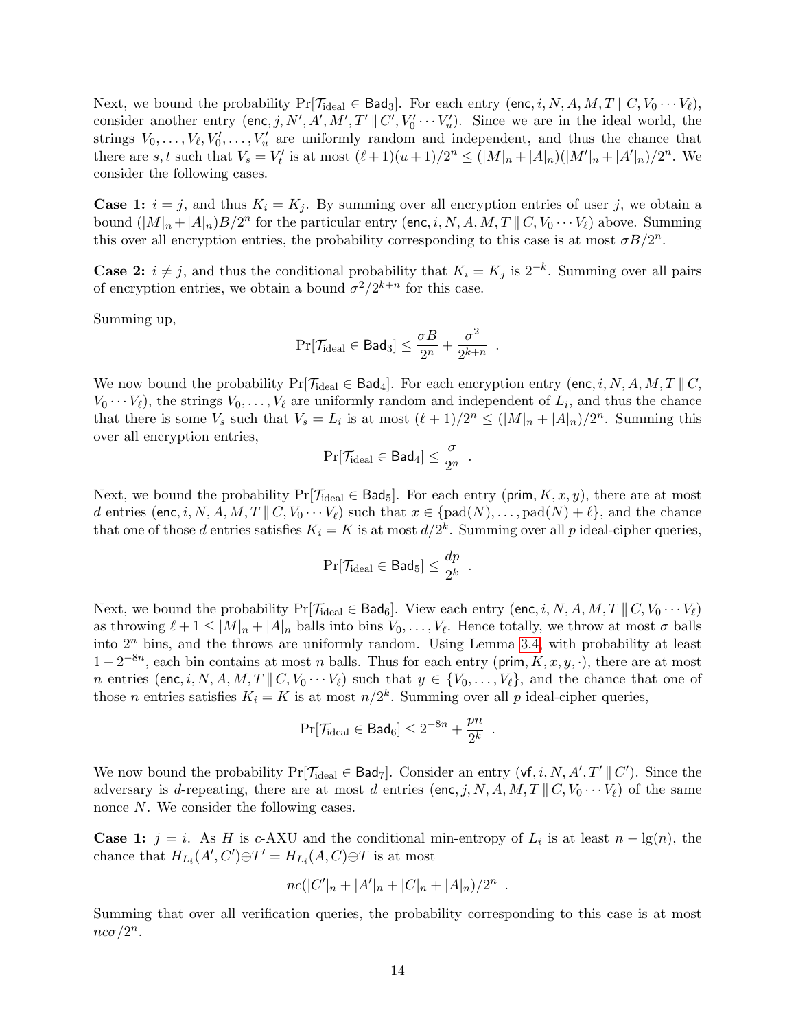Next, we bound the probability $\Pr[\mathcal{T}_{\text{ideal}} \in \mathsf{Bad}_3]$. For each entry $(\mathsf{enc}, i, N, A, M, T \,\|\, C, V_0 \cdots V_\ell)$, consider another entry $(\mathsf{enc}, j, N', A', M', T' \,\|\, C', V'_0 \cdots V'_u)$. Since we are in the ideal world, the strings $V_0, \ldots, V_\ell, V'_0, \ldots, V'_u$ are uniformly random and independent, and thus the chance that there are $s, t$ such that $V_s = V'_t$ is at most $(\ell+1)(u+1)/2^n \le (|M|_n + |A|_n)(|M'|_n + |A'|_n)/2^n$. We consider the following cases.

**Case 1:** $i = j$, and thus $K_i = K_j$. By summing over all encryption entries of user $j$, we obtain a bound $(|M|_n + |A|_n)B/2^n$ for the particular entry $(\mathsf{enc}, i, N, A, M, T \,\|\, C, V_0 \cdots V_\ell)$ above. Summing this over all encryption entries, the probability corresponding to this case is at most $\sigma B/2^n$.

**Case 2:** $i \ne j$, and thus the conditional probability that $K_i = K_j$ is $2^{-k}$. Summing over all pairs of encryption entries, we obtain a bound $\sigma^2/2^{k+n}$ for this case.

Summing up,

$$\Pr[\mathcal{T}_{\text{ideal}} \in \mathsf{Bad}_3] \le \frac{\sigma B}{2^n} + \frac{\sigma^2}{2^{k+n}} \enspace .$$

We now bound the probability $\Pr[\mathcal{T}_{\text{ideal}} \in \mathsf{Bad}_4]$. For each encryption entry $(\mathsf{enc}, i, N, A, M, T \,\|\, C, V_0 \cdots V_\ell)$, the strings $V_0, \ldots, V_\ell$ are uniformly random and independent of $L_i$, and thus the chance that there is some $V_s$ such that $V_s = L_i$ is at most $(\ell+1)/2^n \le (|M|_n + |A|_n)/2^n$. Summing this over all encryption entries,

$$\Pr[\mathcal{T}_{\text{ideal}} \in \mathsf{Bad}_4] \le \frac{\sigma}{2^n} \enspace .$$

Next, we bound the probability $\Pr[\mathcal{T}_{\text{ideal}} \in \mathsf{Bad}_5]$. For each entry $(\mathsf{prim}, K, x, y)$, there are at most $d$ entries $(\mathsf{enc}, i, N, A, M, T \,\|\, C, V_0 \cdots V_\ell)$ such that $x \in \{\text{pad}(N), \ldots, \text{pad}(N) + \ell\}$, and the chance that one of those $d$ entries satisfies $K_i = K$ is at most $d/2^k$. Summing over all $p$ ideal-cipher queries,

$$\Pr[\mathcal{T}_{\text{ideal}} \in \mathsf{Bad}_5] \le \frac{dp}{2^k} \enspace .$$

Next, we bound the probability $\Pr[\mathcal{T}_{\text{ideal}} \in \mathsf{Bad}_6]$. View each entry $(\mathsf{enc}, i, N, A, M, T \,\|\, C, V_0 \cdots V_\ell)$ as throwing $\ell + 1 \le |M|_n + |A|_n$ balls into bins $V_0, \ldots, V_\ell$. Hence totally, we throw at most $\sigma$ balls into $2^n$ bins, and the throws are uniformly random. Using Lemma 3.4, with probability at least $1 - 2^{-8n}$, each bin contains at most $n$ balls. Thus for each entry $(\mathsf{prim}, K, x, y, \cdot)$, there are at most $n$ entries $(\mathsf{enc}, i, N, A, M, T \,\|\, C, V_0 \cdots V_\ell)$ such that $y \in \{V_0, \ldots, V_\ell\}$, and the chance that one of those $n$ entries satisfies $K_i = K$ is at most $n/2^k$. Summing over all $p$ ideal-cipher queries,

$$\Pr[\mathcal{T}_{\text{ideal}} \in \mathsf{Bad}_6] \le 2^{-8n} + \frac{pn}{2^k} \enspace .$$

We now bound the probability $\Pr[\mathcal{T}_{\text{ideal}} \in \mathsf{Bad}_7]$. Consider an entry $(\mathsf{vf}, i, N, A', T' \,\|\, C')$. Since the adversary is $d$-repeating, there are at most $d$ entries $(\mathsf{enc}, j, N, A, M, T \,\|\, C, V_0 \cdots V_\ell)$ of the same nonce $N$. We consider the following cases.

**Case 1:** $j = i$. As $H$ is $c$-AXU and the conditional min-entropy of $L_i$ is at least $n - \lg(n)$, the chance that $H_{L_i}(A', C') \oplus T' = H_{L_i}(A, C) \oplus T$ is at most

$$nc(|C'|_n + |A'|_n + |C|_n + |A|_n)/2^n \enspace .$$

Summing that over all verification queries, the probability corresponding to this case is at most $nc\sigma/2^n$.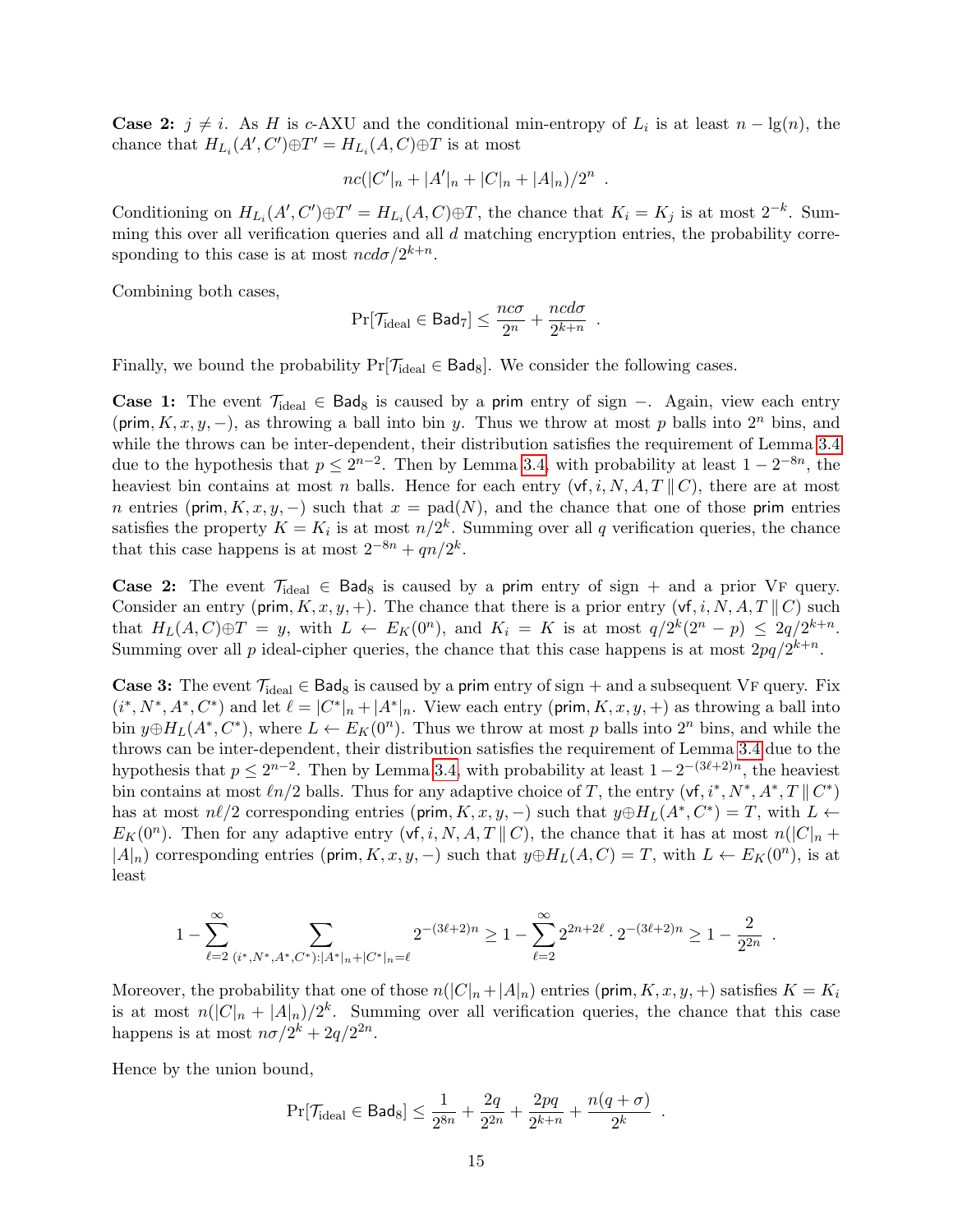**Case 2:** $j \neq i$. As $H$ is $c$-AXU and the conditional min-entropy of $L_i$ is at least $n - \lg(n)$, the chance that $H_{L_i}(A', C') \oplus T' = H_{L_i}(A, C) \oplus T$ is at most

$$nc(|C'|_n + |A'|_n + |C|_n + |A|_n)/2^n \ .$$

Conditioning on $H_{L_i}(A', C') \oplus T' = H_{L_i}(A, C) \oplus T$, the chance that $K_i = K_j$ is at most $2^{-k}$. Summing this over all verification queries and all $d$ matching encryption entries, the probability corresponding to this case is at most $ncd\sigma/2^{k+n}$.

Combining both cases,

$$\Pr[\mathcal{T}_{\text{ideal}} \in \mathsf{Bad}_7] \leq \frac{nc\sigma}{2^n} + \frac{ncd\sigma}{2^{k+n}} \ .$$

Finally, we bound the probability $\Pr[\mathcal{T}_{\text{ideal}} \in \mathsf{Bad}_8]$. We consider the following cases.

**Case 1:** The event $\mathcal{T}_{\text{ideal}} \in \mathsf{Bad}_8$ is caused by a $\mathsf{prim}$ entry of sign $-$. Again, view each entry $(\mathsf{prim}, K, x, y, -)$, as throwing a ball into bin $y$. Thus we throw at most $p$ balls into $2^n$ bins, and while the throws can be inter-dependent, their distribution satisfies the requirement of Lemma 3.4 due to the hypothesis that $p \leq 2^{n-2}$. Then by Lemma 3.4, with probability at least $1 - 2^{-8n}$, the heaviest bin contains at most $n$ balls. Hence for each entry $(\mathsf{vf}, i, N, A, T \,\|\, C)$, there are at most $n$ entries $(\mathsf{prim}, K, x, y, -)$ such that $x = \mathrm{pad}(N)$, and the chance that one of those $\mathsf{prim}$ entries satisfies the property $K = K_i$ is at most $n/2^k$. Summing over all $q$ verification queries, the chance that this case happens is at most $2^{-8n} + qn/2^k$.

**Case 2:** The event $\mathcal{T}_{\text{ideal}} \in \mathsf{Bad}_8$ is caused by a $\mathsf{prim}$ entry of sign $+$ and a prior VF query. Consider an entry $(\mathsf{prim}, K, x, y, +)$. The chance that there is a prior entry $(\mathsf{vf}, i, N, A, T \,\|\, C)$ such that $H_L(A, C) \oplus T = y$, with $L \leftarrow E_K(0^n)$, and $K_i = K$ is at most $q/2^k(2^n - p) \leq 2q/2^{k+n}$. Summing over all $p$ ideal-cipher queries, the chance that this case happens is at most $2pq/2^{k+n}$.

**Case 3:** The event $\mathcal{T}_{\text{ideal}} \in \mathsf{Bad}_8$ is caused by a $\mathsf{prim}$ entry of sign $+$ and a subsequent VF query. Fix $(i^*, N^*, A^*, C^*)$ and let $\ell = |C^*|_n + |A^*|_n$. View each entry $(\mathsf{prim}, K, x, y, +)$ as throwing a ball into bin $y \oplus H_L(A^*, C^*)$, where $L \leftarrow E_K(0^n)$. Thus we throw at most $p$ balls into $2^n$ bins, and while the throws can be inter-dependent, their distribution satisfies the requirement of Lemma 3.4 due to the hypothesis that $p \leq 2^{n-2}$. Then by Lemma 3.4, with probability at least $1 - 2^{-(3\ell+2)n}$, the heaviest bin contains at most $\ell n/2$ balls. Thus for any adaptive choice of $T$, the entry $(\mathsf{vf}, i^*, N^*, A^*, T \,\|\, C^*)$ has at most $n\ell/2$ corresponding entries $(\mathsf{prim}, K, x, y, -)$ such that $y \oplus H_L(A^*, C^*) = T$, with $L \leftarrow E_K(0^n)$. Then for any adaptive entry $(\mathsf{vf}, i, N, A, T \,\|\, C)$, the chance that it has at most $n(|C|_n + |A|_n)$ corresponding entries $(\mathsf{prim}, K, x, y, -)$ such that $y \oplus H_L(A, C) = T$, with $L \leftarrow E_K(0^n)$, is at least

$$1 - \sum_{\ell=2}^{\infty} \sum_{(i^*, N^*, A^*, C^*): |A^*|_n + |C^*|_n = \ell} 2^{-(3\ell+2)n} \geq 1 - \sum_{\ell=2}^{\infty} 2^{2n+2\ell} \cdot 2^{-(3\ell+2)n} \geq 1 - \frac{2}{2^{2n}} \ .$$

Moreover, the probability that one of those $n(|C|_n + |A|_n)$ entries $(\mathsf{prim}, K, x, y, +)$ satisfies $K = K_i$ is at most $n(|C|_n + |A|_n)/2^k$. Summing over all verification queries, the chance that this case happens is at most $n\sigma/2^k + 2q/2^{2n}$.

Hence by the union bound,

$$\Pr[\mathcal{T}_{\text{ideal}} \in \mathsf{Bad}_8] \leq \frac{1}{2^{8n}} + \frac{2q}{2^{2n}} + \frac{2pq}{2^{k+n}} + \frac{n(q + \sigma)}{2^k} \ .$$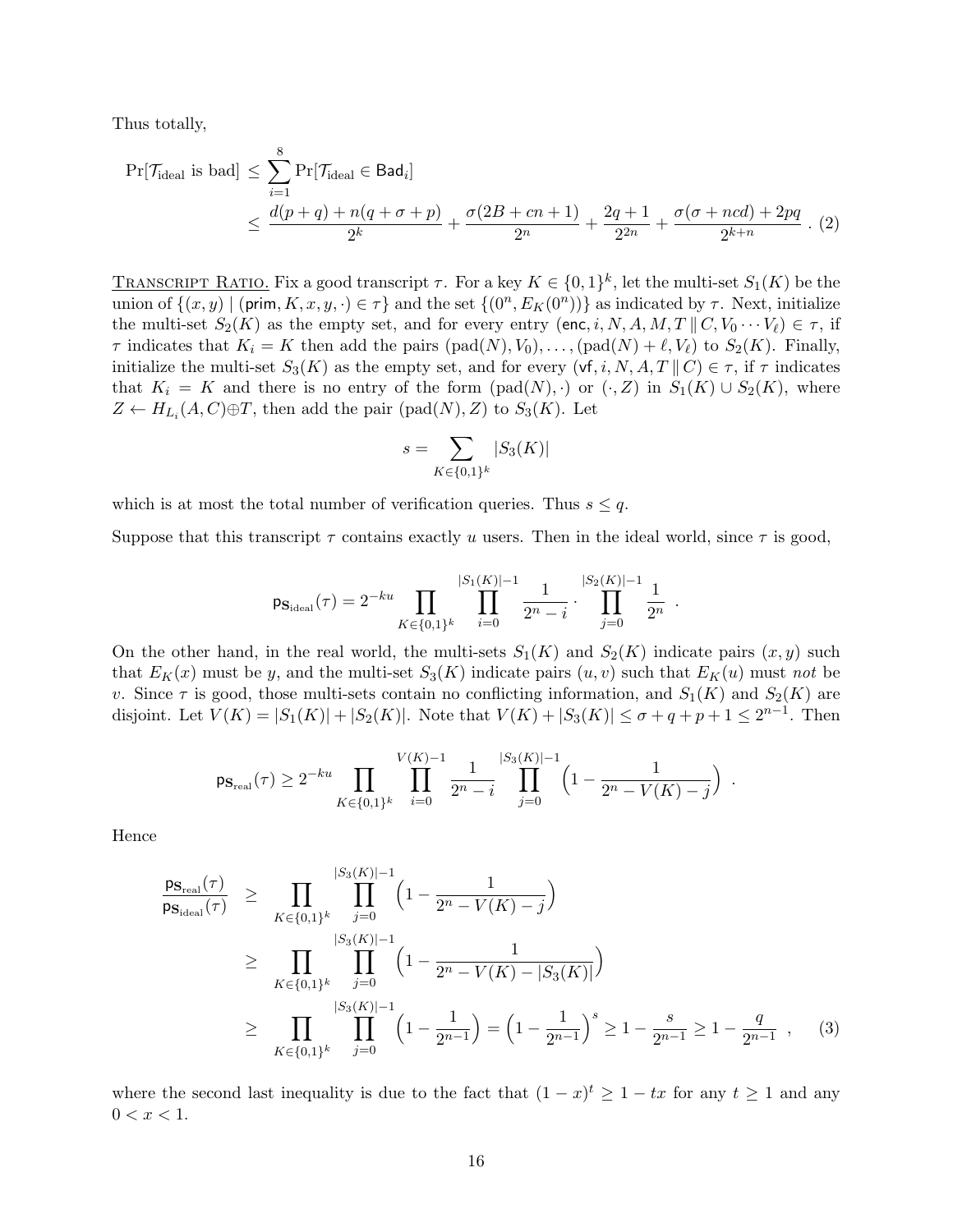Thus totally,

$$
\begin{aligned}
\Pr[\mathcal{T}_{\text{ideal}} \text{ is bad}] &\leq \sum_{i=1}^{8} \Pr[\mathcal{T}_{\text{ideal}} \in \mathsf{Bad}_i] \\
&\leq \frac{d(p+q) + n(q+\sigma+p)}{2^k} + \frac{\sigma(2B+cn+1)}{2^n} + \frac{2q+1}{2^{2n}} + \frac{\sigma(\sigma+ncd)+2pq}{2^{k+n}} \ . \quad (2)
\end{aligned}
$$

<u>TRANSCRIPT RATIO.</u> Fix a good transcript $\tau$. For a key $K \in \{0,1\}^k$, let the multi-set $S_1(K)$ be the union of $\{(x,y) \mid (\mathsf{prim}, K, x, y, \cdot) \in \tau\}$ and the set $\{(0^n, E_K(0^n))\}$ as indicated by $\tau$. Next, initialize the multi-set $S_2(K)$ as the empty set, and for every entry $(\mathsf{enc}, i, N, A, M, T \,\|\, C, V_0 \cdots V_\ell) \in \tau$, if $\tau$ indicates that $K_i = K$ then add the pairs $(\text{pad}(N), V_0), \ldots, (\text{pad}(N)+\ell, V_\ell)$ to $S_2(K)$. Finally, initialize the multi-set $S_3(K)$ as the empty set, and for every $(\mathsf{vf}, i, N, A, T \,\|\, C) \in \tau$, if $\tau$ indicates that $K_i = K$ and there is no entry of the form $(\text{pad}(N), \cdot)$ or $(\cdot, Z)$ in $S_1(K) \cup S_2(K)$, where $Z \leftarrow H_{L_i}(A, C) \oplus T$, then add the pair $(\text{pad}(N), Z)$ to $S_3(K)$. Let

$$
s = \sum_{K \in \{0,1\}^k} |S_3(K)|
$$

which is at most the total number of verification queries. Thus $s \leq q$.

Suppose that this transcript $\tau$ contains exactly $u$ users. Then in the ideal world, since $\tau$ is good,

$$
\mathsf{p}_{\mathsf{S}_{\text{ideal}}}(\tau) = 2^{-ku} \prod_{K \in \{0,1\}^k} \prod_{i=0}^{|S_1(K)|-1} \frac{1}{2^n - i} \cdot \prod_{j=0}^{|S_2(K)|-1} \frac{1}{2^n} \ .
$$

On the other hand, in the real world, the multi-sets $S_1(K)$ and $S_2(K)$ indicate pairs $(x,y)$ such that $E_K(x)$ must be $y$, and the multi-set $S_3(K)$ indicate pairs $(u,v)$ such that $E_K(u)$ must *not* be $v$. Since $\tau$ is good, those multi-sets contain no conflicting information, and $S_1(K)$ and $S_2(K)$ are disjoint. Let $V(K) = |S_1(K)| + |S_2(K)|$. Note that $V(K) + |S_3(K)| \leq \sigma + q + p + 1 \leq 2^{n-1}$. Then

$$
\mathsf{p}_{\mathsf{S}_{\text{real}}}(\tau) \geq 2^{-ku} \prod_{K \in \{0,1\}^k} \prod_{i=0}^{V(K)-1} \frac{1}{2^n - i} \prod_{j=0}^{|S_3(K)|-1} \Big(1 - \frac{1}{2^n - V(K) - j}\Big) \ .
$$

Hence

$$
\begin{aligned}
\frac{\mathsf{p}_{\mathsf{S}_{\text{real}}}(\tau)}{\mathsf{p}_{\mathsf{S}_{\text{ideal}}}(\tau)} &\geq \prod_{K \in \{0,1\}^k} \prod_{j=0}^{|S_3(K)|-1} \Big(1 - \frac{1}{2^n - V(K) - j}\Big) \\
&\geq \prod_{K \in \{0,1\}^k} \prod_{j=0}^{|S_3(K)|-1} \Big(1 - \frac{1}{2^n - V(K) - |S_3(K)|}\Big) \\
&\geq \prod_{K \in \{0,1\}^k} \prod_{j=0}^{|S_3(K)|-1} \Big(1 - \frac{1}{2^{n-1}}\Big) = \Big(1 - \frac{1}{2^{n-1}}\Big)^s \geq 1 - \frac{s}{2^{n-1}} \geq 1 - \frac{q}{2^{n-1}} \ , \quad (3)
\end{aligned}
$$

where the second last inequality is due to the fact that $(1-x)^t \geq 1 - tx$ for any $t \geq 1$ and any $0 < x < 1$.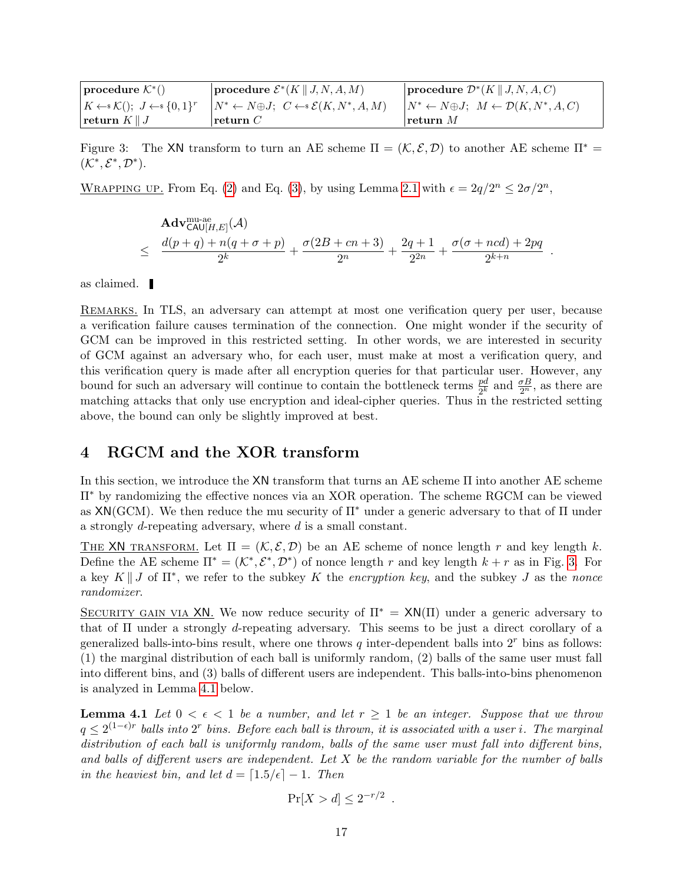| **procedure** $\mathcal{K}^*()$ | **procedure** $\mathcal{E}^*(K \parallel J, N, A, M)$ | **procedure** $\mathcal{D}^*(K \parallel J, N, A, C)$ |
|---|---|---|
| $K \leftarrow\!\!\$\ \mathcal{K}();\ J \leftarrow\!\!\$\ \{0,1\}^r$ | $N^* \leftarrow N \oplus J;\ C \leftarrow\!\!\$\ \mathcal{E}(K, N^*, A, M)$ | $N^* \leftarrow N \oplus J;\ M \leftarrow \mathcal{D}(K, N^*, A, C)$ |
| **return** $K \parallel J$ | **return** $C$ | **return** $M$ |

Figure 3: The $\mathsf{XN}$ transform to turn an AE scheme $\Pi = (\mathcal{K}, \mathcal{E}, \mathcal{D})$ to another AE scheme $\Pi^* = (\mathcal{K}^*, \mathcal{E}^*, \mathcal{D}^*)$.

<u>Wrapping up.</u> From Eq. (2) and Eq. (3), by using Lemma 2.1 with $\epsilon = 2q/2^n \le 2\sigma/2^n$,

$$
\begin{aligned}
&\mathbf{Adv}^{\text{mu-ae}}_{\mathsf{CAU}[H,E]}(\mathcal{A}) \\
\le\ & \frac{d(p+q) + n(q+\sigma+p)}{2^k} + \frac{\sigma(2B+cn+3)}{2^n} + \frac{2q+1}{2^{2n}} + \frac{\sigma(\sigma+ncd)+2pq}{2^{k+n}} \ .
\end{aligned}
$$

as claimed. ▮

<u>Remarks.</u> In TLS, an adversary can attempt at most one verification query per user, because a verification failure causes termination of the connection. One might wonder if the security of GCM can be improved in this restricted setting. In other words, we are interested in security of GCM against an adversary who, for each user, must make at most a verification query, and this verification query is made after all encryption queries for that particular user. However, any bound for such an adversary will continue to contain the bottleneck terms $\frac{pd}{2^k}$ and $\frac{\sigma B}{2^n}$, as there are matching attacks that only use encryption and ideal-cipher queries. Thus in the restricted setting above, the bound can only be slightly improved at best.

## 4 RGCM and the XOR transform

In this section, we introduce the $\mathsf{XN}$ transform that turns an AE scheme $\Pi$ into another AE scheme $\Pi^*$ by randomizing the effective nonces via an XOR operation. The scheme RGCM can be viewed as $\mathsf{XN}$(GCM). We then reduce the mu security of $\Pi^*$ under a generic adversary to that of $\Pi$ under a strongly $d$-repeating adversary, where $d$ is a small constant.

<u>The $\mathsf{XN}$ transform.</u> Let $\Pi = (\mathcal{K}, \mathcal{E}, \mathcal{D})$ be an AE scheme of nonce length $r$ and key length $k$. Define the AE scheme $\Pi^* = (\mathcal{K}^*, \mathcal{E}^*, \mathcal{D}^*)$ of nonce length $r$ and key length $k + r$ as in Fig. 3. For a key $K \parallel J$ of $\Pi^*$, we refer to the subkey $K$ the *encryption key*, and the subkey $J$ as the *nonce randomizer*.

<u>Security gain via $\mathsf{XN}$.</u> We now reduce security of $\Pi^* = \mathsf{XN}(\Pi)$ under a generic adversary to that of $\Pi$ under a strongly $d$-repeating adversary. This seems to be just a direct corollary of a generalized balls-into-bins result, where one throws $q$ inter-dependent balls into $2^r$ bins as follows: (1) the marginal distribution of each ball is uniformly random, (2) balls of the same user must fall into different bins, and (3) balls of different users are independent. This balls-into-bins phenomenon is analyzed in Lemma 4.1 below.

**Lemma 4.1** *Let $0 < \epsilon < 1$ be a number, and let $r \ge 1$ be an integer. Suppose that we throw $q \le 2^{(1-\epsilon)r}$ balls into $2^r$ bins. Before each ball is thrown, it is associated with a user $i$. The marginal distribution of each ball is uniformly random, balls of the same user must fall into different bins, and balls of different users are independent. Let $X$ be the random variable for the number of balls in the heaviest bin, and let $d = \lceil 1.5/\epsilon \rceil - 1$. Then*

$$\Pr[X > d] \le 2^{-r/2} \ .$$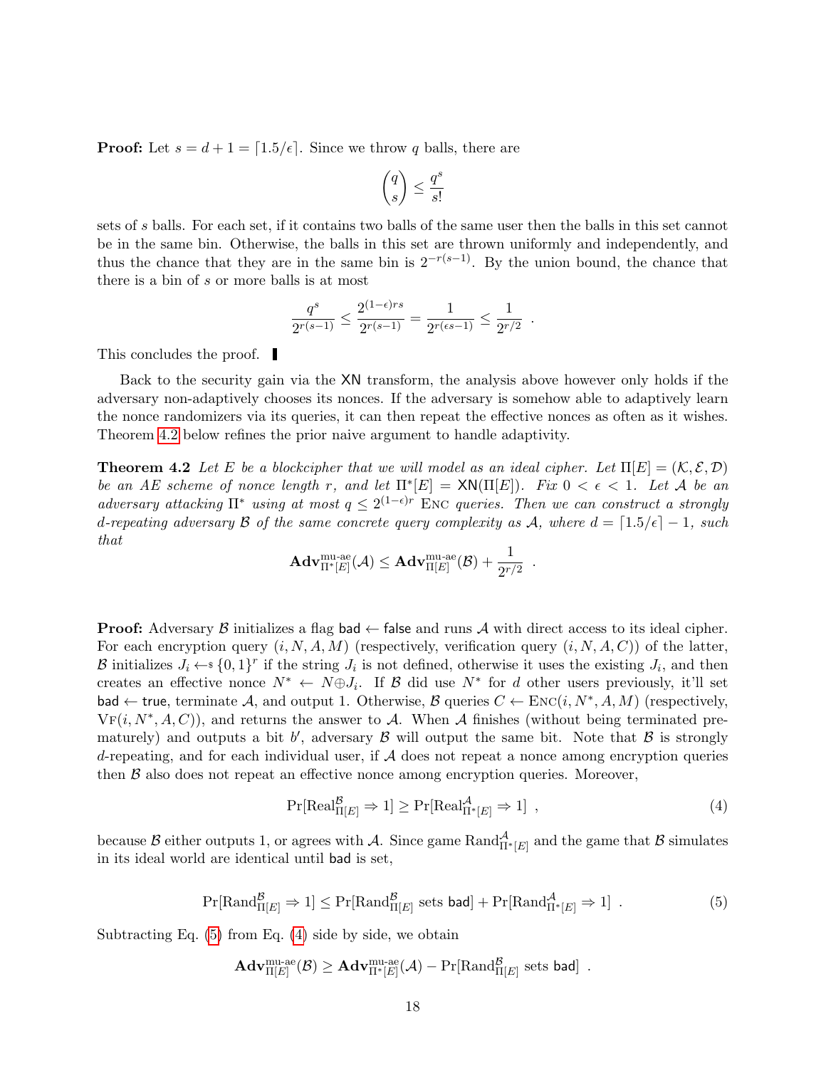**Proof:** Let $s = d + 1 = \lceil 1.5/\epsilon \rceil$. Since we throw $q$ balls, there are

$$\binom{q}{s} \le \frac{q^s}{s!}$$

sets of $s$ balls. For each set, if it contains two balls of the same user then the balls in this set cannot be in the same bin. Otherwise, the balls in this set are thrown uniformly and independently, and thus the chance that they are in the same bin is $2^{-r(s-1)}$. By the union bound, the chance that there is a bin of $s$ or more balls is at most

$$\frac{q^s}{2^{r(s-1)}} \le \frac{2^{(1-\epsilon)rs}}{2^{r(s-1)}} = \frac{1}{2^{r(\epsilon s - 1)}} \le \frac{1}{2^{r/2}} \enspace .$$

This concludes the proof. ∎

Back to the security gain via the XN transform, the analysis above however only holds if the adversary non-adaptively chooses its nonces. If the adversary is somehow able to adaptively learn the nonce randomizers via its queries, it can then repeat the effective nonces as often as it wishes. Theorem 4.2 below refines the prior naive argument to handle adaptivity.

**Theorem 4.2** *Let $E$ be a blockcipher that we will model as an ideal cipher. Let $\Pi[E] = (\mathcal{K}, \mathcal{E}, \mathcal{D})$ be an AE scheme of nonce length $r$, and let $\Pi^*[E] = \mathsf{XN}(\Pi[E])$. Fix $0 < \epsilon < 1$. Let $\mathcal{A}$ be an adversary attacking $\Pi^*$ using at most $q \le 2^{(1-\epsilon)r}$ $\text{Enc}$ queries. Then we can construct a strongly $d$-repeating adversary $\mathcal{B}$ of the same concrete query complexity as $\mathcal{A}$, where $d = \lceil 1.5/\epsilon \rceil - 1$, such that*

$$\mathbf{Adv}^{\text{mu-ae}}_{\Pi^*[E]}(\mathcal{A}) \le \mathbf{Adv}^{\text{mu-ae}}_{\Pi[E]}(\mathcal{B}) + \frac{1}{2^{r/2}} \enspace .$$

**Proof:** Adversary $\mathcal{B}$ initializes a flag $\mathsf{bad} \leftarrow \mathsf{false}$ and runs $\mathcal{A}$ with direct access to its ideal cipher. For each encryption query $(i, N, A, M)$ (respectively, verification query $(i, N, A, C)$) of the latter, $\mathcal{B}$ initializes $J_i \leftarrow_\$ \{0,1\}^r$ if the string $J_i$ is not defined, otherwise it uses the existing $J_i$, and then creates an effective nonce $N^* \leftarrow N \oplus J_i$. If $\mathcal{B}$ did use $N^*$ for $d$ other users previously, it'll set $\mathsf{bad} \leftarrow \mathsf{true}$, terminate $\mathcal{A}$, and output 1. Otherwise, $\mathcal{B}$ queries $C \leftarrow \text{Enc}(i, N^*, A, M)$ (respectively, $\text{Vf}(i, N^*, A, C)$), and returns the answer to $\mathcal{A}$. When $\mathcal{A}$ finishes (without being terminated prematurely) and outputs a bit $b'$, adversary $\mathcal{B}$ will output the same bit. Note that $\mathcal{B}$ is strongly $d$-repeating, and for each individual user, if $\mathcal{A}$ does not repeat a nonce among encryption queries then $\mathcal{B}$ also does not repeat an effective nonce among encryption queries. Moreover,

$$\Pr[\text{Real}^{\mathcal{B}}_{\Pi[E]} \Rightarrow 1] \ge \Pr[\text{Real}^{\mathcal{A}}_{\Pi^*[E]} \Rightarrow 1] \enspace , \tag{4}$$

because $\mathcal{B}$ either outputs 1, or agrees with $\mathcal{A}$. Since game $\text{Rand}^{\mathcal{A}}_{\Pi^*[E]}$ and the game that $\mathcal{B}$ simulates in its ideal world are identical until $\mathsf{bad}$ is set,

$$\Pr[\text{Rand}^{\mathcal{B}}_{\Pi[E]} \Rightarrow 1] \le \Pr[\text{Rand}^{\mathcal{B}}_{\Pi[E]} \text{ sets } \mathsf{bad}] + \Pr[\text{Rand}^{\mathcal{A}}_{\Pi^*[E]} \Rightarrow 1] \enspace . \tag{5}$$

Subtracting Eq. (5) from Eq. (4) side by side, we obtain

$$\mathbf{Adv}^{\text{mu-ae}}_{\Pi[E]}(\mathcal{B}) \ge \mathbf{Adv}^{\text{mu-ae}}_{\Pi^*[E]}(\mathcal{A}) - \Pr[\text{Rand}^{\mathcal{B}}_{\Pi[E]} \text{ sets } \mathsf{bad}] \enspace .$$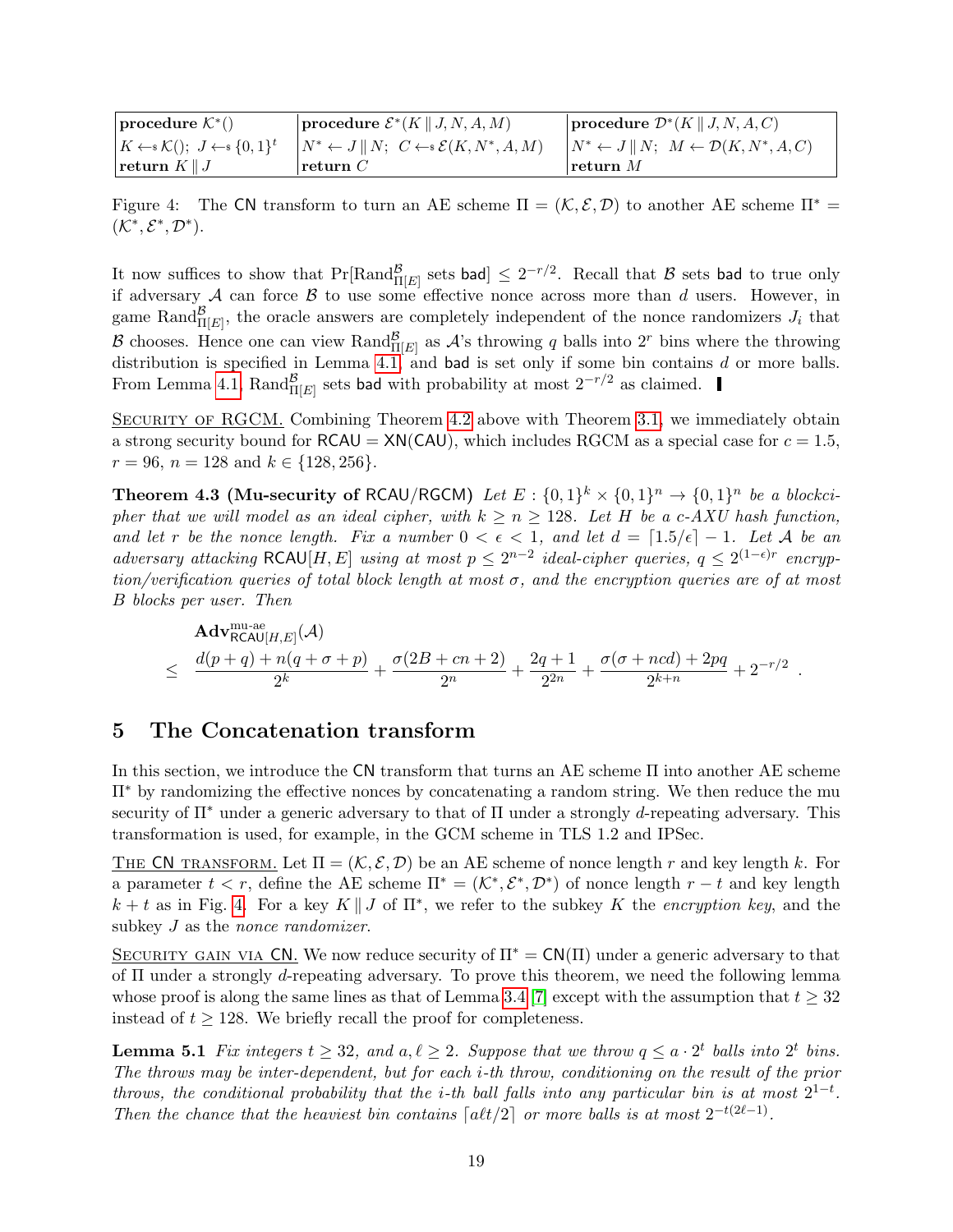| **procedure** $\mathcal{K}^*()$ | **procedure** $\mathcal{E}^*(K \parallel J, N, A, M)$ | **procedure** $\mathcal{D}^*(K \parallel J, N, A, C)$ |
|---|---|---|
| $K \leftarrow\!\!\$\, \mathcal{K}();\ J \leftarrow\!\!\$\, \{0,1\}^t$ | $N^* \leftarrow J \parallel N;\ C \leftarrow\!\!\$\, \mathcal{E}(K, N^*, A, M)$ | $N^* \leftarrow J \parallel N;\ M \leftarrow \mathcal{D}(K, N^*, A, C)$ |
| **return** $K \parallel J$ | **return** $C$ | **return** $M$ |

Figure 4: The CN transform to turn an AE scheme $\Pi = (\mathcal{K}, \mathcal{E}, \mathcal{D})$ to another AE scheme $\Pi^* = (\mathcal{K}^*, \mathcal{E}^*, \mathcal{D}^*)$.

It now suffices to show that $\Pr[\mathrm{Rand}^{\mathcal{B}}_{\Pi[E]} \text{ sets bad}] \le 2^{-r/2}$. Recall that $\mathcal{B}$ sets bad to true only if adversary $\mathcal{A}$ can force $\mathcal{B}$ to use some effective nonce across more than $d$ users. However, in game $\mathrm{Rand}^{\mathcal{B}}_{\Pi[E]}$, the oracle answers are completely independent of the nonce randomizers $J_i$ that $\mathcal{B}$ chooses. Hence one can view $\mathrm{Rand}^{\mathcal{B}}_{\Pi[E]}$ as $\mathcal{A}$'s throwing $q$ balls into $2^r$ bins where the throwing distribution is specified in Lemma 4.1, and bad is set only if some bin contains $d$ or more balls. From Lemma 4.1, $\mathrm{Rand}^{\mathcal{B}}_{\Pi[E]}$ sets bad with probability at most $2^{-r/2}$ as claimed. ▮

Security of RGCM. Combining Theorem 4.2 above with Theorem 3.1, we immediately obtain a strong security bound for $\mathsf{RCAU} = \mathsf{XN}(\mathsf{CAU})$, which includes RGCM as a special case for $c = 1.5$, $r = 96$, $n = 128$ and $k \in \{128, 256\}$.

**Theorem 4.3 (Mu-security of RCAU/RGCM)** *Let $E : \{0,1\}^k \times \{0,1\}^n \to \{0,1\}^n$ be a blockcipher that we will model as an ideal cipher, with $k \ge n \ge 128$. Let $H$ be a $c$-AXU hash function, and let $r$ be the nonce length. Fix a number $0 < \epsilon < 1$, and let $d = \lceil 1.5/\epsilon \rceil - 1$. Let $\mathcal{A}$ be an adversary attacking $\mathsf{RCAU}[H, E]$ using at most $p \le 2^{n-2}$ ideal-cipher queries, $q \le 2^{(1-\epsilon)r}$ encryption/verification queries of total block length at most $\sigma$, and the encryption queries are of at most $B$ blocks per user. Then*

$$\mathbf{Adv}^{\text{mu-ae}}_{\mathsf{RCAU}[H,E]}(\mathcal{A}) \le \frac{d(p+q) + n(q+\sigma+p)}{2^k} + \frac{\sigma(2B + cn + 2)}{2^n} + \frac{2q+1}{2^{2n}} + \frac{\sigma(\sigma + ncd) + 2pq}{2^{k+n}} + 2^{-r/2} .$$

## 5 The Concatenation transform

In this section, we introduce the CN transform that turns an AE scheme $\Pi$ into another AE scheme $\Pi^*$ by randomizing the effective nonces by concatenating a random string. We then reduce the mu security of $\Pi^*$ under a generic adversary to that of $\Pi$ under a strongly $d$-repeating adversary. This transformation is used, for example, in the GCM scheme in TLS 1.2 and IPSec.

The CN transform. Let $\Pi = (\mathcal{K}, \mathcal{E}, \mathcal{D})$ be an AE scheme of nonce length $r$ and key length $k$. For a parameter $t < r$, define the AE scheme $\Pi^* = (\mathcal{K}^*, \mathcal{E}^*, \mathcal{D}^*)$ of nonce length $r - t$ and key length $k + t$ as in Fig. 4. For a key $K \parallel J$ of $\Pi^*$, we refer to the subkey $K$ the *encryption key*, and the subkey $J$ as the *nonce randomizer*.

Security gain via CN. We now reduce security of $\Pi^* = \mathsf{CN}(\Pi)$ under a generic adversary to that of $\Pi$ under a strongly $d$-repeating adversary. To prove this theorem, we need the following lemma whose proof is along the same lines as that of Lemma 3.4 [7] except with the assumption that $t \ge 32$ instead of $t \ge 128$. We briefly recall the proof for completeness.

**Lemma 5.1** *Fix integers $t \ge 32$, and $a, \ell \ge 2$. Suppose that we throw $q \le a \cdot 2^t$ balls into $2^t$ bins. The throws may be inter-dependent, but for each $i$-th throw, conditioning on the result of the prior throws, the conditional probability that the $i$-th ball falls into any particular bin is at most $2^{1-t}$. Then the chance that the heaviest bin contains $\lceil a\ell t/2 \rceil$ or more balls is at most $2^{-t(2\ell-1)}$.*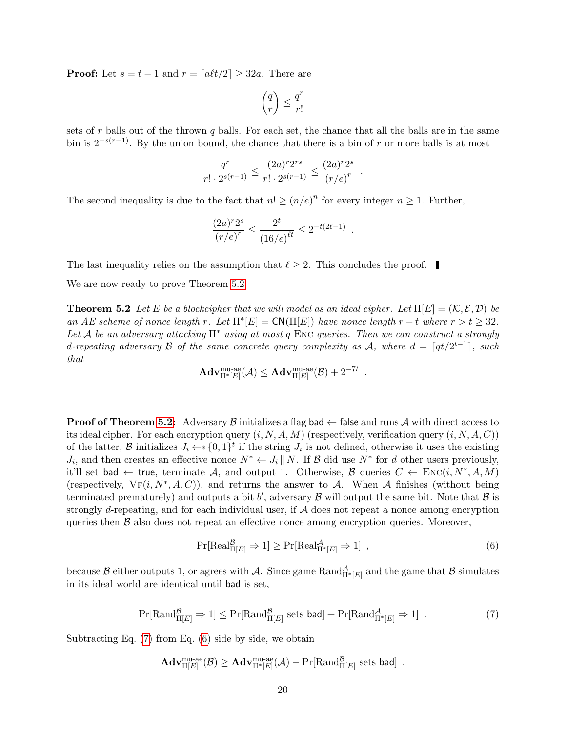**Proof:** Let $s = t - 1$ and $r = \lceil a\ell t/2 \rceil \ge 32a$. There are

$$\binom{q}{r} \le \frac{q^r}{r!}$$

sets of $r$ balls out of the thrown $q$ balls. For each set, the chance that all the balls are in the same bin is $2^{-s(r-1)}$. By the union bound, the chance that there is a bin of $r$ or more balls is at most

$$\frac{q^r}{r! \cdot 2^{s(r-1)}} \le \frac{(2a)^r 2^{rs}}{r! \cdot 2^{s(r-1)}} \le \frac{(2a)^r 2^s}{(r/e)^r} \enspace .$$

The second inequality is due to the fact that $n! \ge (n/e)^n$ for every integer $n \ge 1$. Further,

$$\frac{(2a)^r 2^s}{(r/e)^r} \le \frac{2^t}{(16/e)^{\ell t}} \le 2^{-t(2\ell-1)} \enspace .$$

The last inequality relies on the assumption that $\ell \ge 2$. This concludes the proof. ∎

We are now ready to prove Theorem 5.2.

**Theorem 5.2** *Let $E$ be a blockcipher that we will model as an ideal cipher. Let $\Pi[E] = (\mathcal{K}, \mathcal{E}, \mathcal{D})$ be an AE scheme of nonce length $r$. Let $\Pi^*[E] = \mathsf{CN}(\Pi[E])$ have nonce length $r - t$ where $r > t \ge 32$. Let $\mathcal{A}$ be an adversary attacking $\Pi^*$ using at most $q$ ENC queries. Then we can construct a strongly $d$-repeating adversary $\mathcal{B}$ of the same concrete query complexity as $\mathcal{A}$, where $d = \lceil qt/2^{t-1} \rceil$, such that*

$$\mathbf{Adv}^{\text{mu-ae}}_{\Pi^*[E]}(\mathcal{A}) \le \mathbf{Adv}^{\text{mu-ae}}_{\Pi[E]}(\mathcal{B}) + 2^{-7t} \enspace .$$

**Proof of Theorem 5.2:** Adversary $\mathcal{B}$ initializes a flag $\mathsf{bad} \leftarrow \mathsf{false}$ and runs $\mathcal{A}$ with direct access to its ideal cipher. For each encryption query $(i, N, A, M)$ (respectively, verification query $(i, N, A, C)$) of the latter, $\mathcal{B}$ initializes $J_i \leftarrow\!\!\$\, \{0,1\}^t$ if the string $J_i$ is not defined, otherwise it uses the existing $J_i$, and then creates an effective nonce $N^* \leftarrow J_i \,\|\, N$. If $\mathcal{B}$ did use $N^*$ for $d$ other users previously, it'll set $\mathsf{bad} \leftarrow \mathsf{true}$, terminate $\mathcal{A}$, and output 1. Otherwise, $\mathcal{B}$ queries $C \leftarrow \text{ENC}(i, N^*, A, M)$ (respectively, $\text{VF}(i, N^*, A, C)$), and returns the answer to $\mathcal{A}$. When $\mathcal{A}$ finishes (without being terminated prematurely) and outputs a bit $b'$, adversary $\mathcal{B}$ will output the same bit. Note that $\mathcal{B}$ is strongly $d$-repeating, and for each individual user, if $\mathcal{A}$ does not repeat a nonce among encryption queries then $\mathcal{B}$ also does not repeat an effective nonce among encryption queries. Moreover,

$$\Pr[\text{Real}^{\mathcal{B}}_{\Pi[E]} \Rightarrow 1] \ge \Pr[\text{Real}^{\mathcal{A}}_{\Pi^*[E]} \Rightarrow 1] \enspace , \tag{6}$$

because $\mathcal{B}$ either outputs 1, or agrees with $\mathcal{A}$. Since game $\text{Rand}^{\mathcal{A}}_{\Pi^*[E]}$ and the game that $\mathcal{B}$ simulates in its ideal world are identical until $\mathsf{bad}$ is set,

$$\Pr[\text{Rand}^{\mathcal{B}}_{\Pi[E]} \Rightarrow 1] \le \Pr[\text{Rand}^{\mathcal{B}}_{\Pi[E]} \text{ sets } \mathsf{bad}] + \Pr[\text{Rand}^{\mathcal{A}}_{\Pi^*[E]} \Rightarrow 1] \enspace . \tag{7}$$

Subtracting Eq. (7) from Eq. (6) side by side, we obtain

$$\mathbf{Adv}^{\text{mu-ae}}_{\Pi[E]}(\mathcal{B}) \ge \mathbf{Adv}^{\text{mu-ae}}_{\Pi^*[E]}(\mathcal{A}) - \Pr[\text{Rand}^{\mathcal{B}}_{\Pi[E]} \text{ sets } \mathsf{bad}] \enspace .$$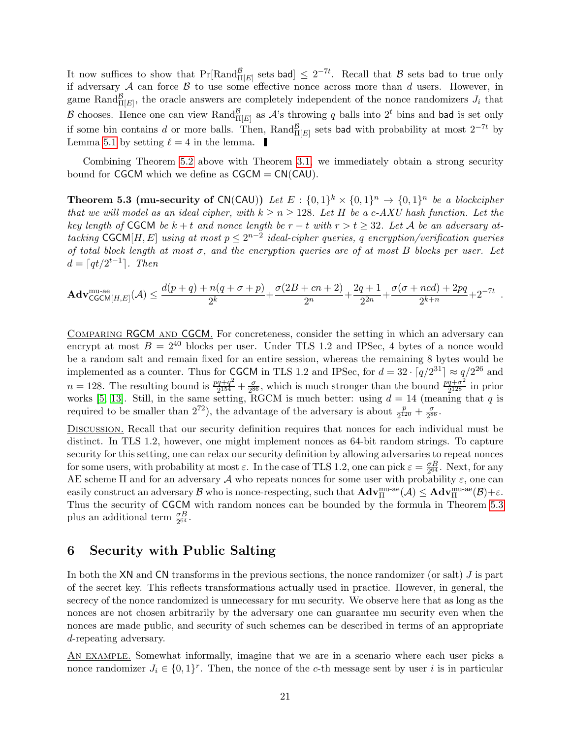It now suffices to show that $\Pr[\text{Rand}^{\mathcal{B}}_{\Pi[E]} \text{ sets } \mathsf{bad}] \le 2^{-7t}$. Recall that $\mathcal{B}$ sets $\mathsf{bad}$ to true only if adversary $\mathcal{A}$ can force $\mathcal{B}$ to use some effective nonce across more than $d$ users. However, in game $\text{Rand}^{\mathcal{B}}_{\Pi[E]}$, the oracle answers are completely independent of the nonce randomizers $J_i$ that $\mathcal{B}$ chooses. Hence one can view $\text{Rand}^{\mathcal{B}}_{\Pi[E]}$ as $\mathcal{A}$'s throwing $q$ balls into $2^t$ bins and $\mathsf{bad}$ is set only if some bin contains $d$ or more balls. Then, $\text{Rand}^{\mathcal{B}}_{\Pi[E]}$ sets $\mathsf{bad}$ with probability at most $2^{-7t}$ by Lemma 5.1 by setting $\ell = 4$ in the lemma. ∎

Combining Theorem 5.2 above with Theorem 3.1, we immediately obtain a strong security bound for $\mathsf{CGCM}$ which we define as $\mathsf{CGCM} = \mathsf{CN}(\mathsf{CAU})$.

**Theorem 5.3 (mu-security of $\mathsf{CN}(\mathsf{CAU})$)** *Let $E : \{0,1\}^k \times \{0,1\}^n \to \{0,1\}^n$ be a blockcipher that we will model as an ideal cipher, with $k \ge n \ge 128$. Let $H$ be a $c$-AXU hash function. Let the key length of $\mathsf{CGCM}$ be $k + t$ and nonce length be $r - t$ with $r > t \ge 32$. Let $\mathcal{A}$ be an adversary attacking $\mathsf{CGCM}[H, E]$ using at most $p \le 2^{n-2}$ ideal-cipher queries, $q$ encryption/verification queries of total block length at most $\sigma$, and the encryption queries are of at most $B$ blocks per user. Let $d = \lceil qt/2^{t-1} \rceil$. Then*

$$\mathbf{Adv}^{\text{mu-ae}}_{\mathsf{CGCM}[H,E]}(\mathcal{A}) \le \frac{d(p+q) + n(q+\sigma+p)}{2^k} + \frac{\sigma(2B + cn + 2)}{2^n} + \frac{2q+1}{2^{2n}} + \frac{\sigma(\sigma + ncd) + 2pq}{2^{k+n}} + 2^{-7t} .$$

<u>COMPARING RGCM AND CGCM.</u> For concreteness, consider the setting in which an adversary can encrypt at most $B = 2^{40}$ blocks per user. Under TLS 1.2 and IPSec, 4 bytes of a nonce would be a random salt and remain fixed for an entire session, whereas the remaining 8 bytes would be implemented as a counter. Thus for $\mathsf{CGCM}$ in TLS 1.2 and IPSec, for $d = 32 \cdot \lceil q/2^{31} \rceil \approx q/2^{26}$ and $n = 128$. The resulting bound is $\frac{pq+q^2}{2^{154}} + \frac{\sigma}{2^{86}}$, which is much stronger than the bound $\frac{pq+\sigma^2}{2^{128}}$ in prior works [5, 13]. Still, in the same setting, RGCM is much better: using $d = 14$ (meaning that $q$ is required to be smaller than $2^{72}$), the advantage of the adversary is about $\frac{p}{2^{120}} + \frac{\sigma}{2^{86}}$.

<u>DISCUSSION.</u> Recall that our security definition requires that nonces for each individual must be distinct. In TLS 1.2, however, one might implement nonces as 64-bit random strings. To capture security for this setting, one can relax our security definition by allowing adversaries to repeat nonces for some users, with probability at most $\varepsilon$. In the case of TLS 1.2, one can pick $\varepsilon = \frac{\sigma B}{2^{64}}$. Next, for any AE scheme $\Pi$ and for an adversary $\mathcal{A}$ who repeats nonces for some user with probability $\varepsilon$, one can easily construct an adversary $\mathcal{B}$ who is nonce-respecting, such that $\mathbf{Adv}^{\text{mu-ae}}_{\Pi}(\mathcal{A}) \le \mathbf{Adv}^{\text{mu-ae}}_{\Pi}(\mathcal{B}) + \varepsilon$. Thus the security of $\mathsf{CGCM}$ with random nonces can be bounded by the formula in Theorem 5.3 plus an additional term $\frac{\sigma B}{2^{64}}$.

# 6 Security with Public Salting

In both the $\mathsf{XN}$ and $\mathsf{CN}$ transforms in the previous sections, the nonce randomizer (or salt) $J$ is part of the secret key. This reflects transformations actually used in practice. However, in general, the secrecy of the nonce randomized is unnecessary for mu security. We observe here that as long as the nonces are not chosen arbitrarily by the adversary one can guarantee mu security even when the nonces are made public, and security of such schemes can be described in terms of an appropriate $d$-repeating adversary.

<u>AN EXAMPLE.</u> Somewhat informally, imagine that we are in a scenario where each user picks a nonce randomizer $J_i \in \{0,1\}^r$. Then, the nonce of the $c$-th message sent by user $i$ is in particular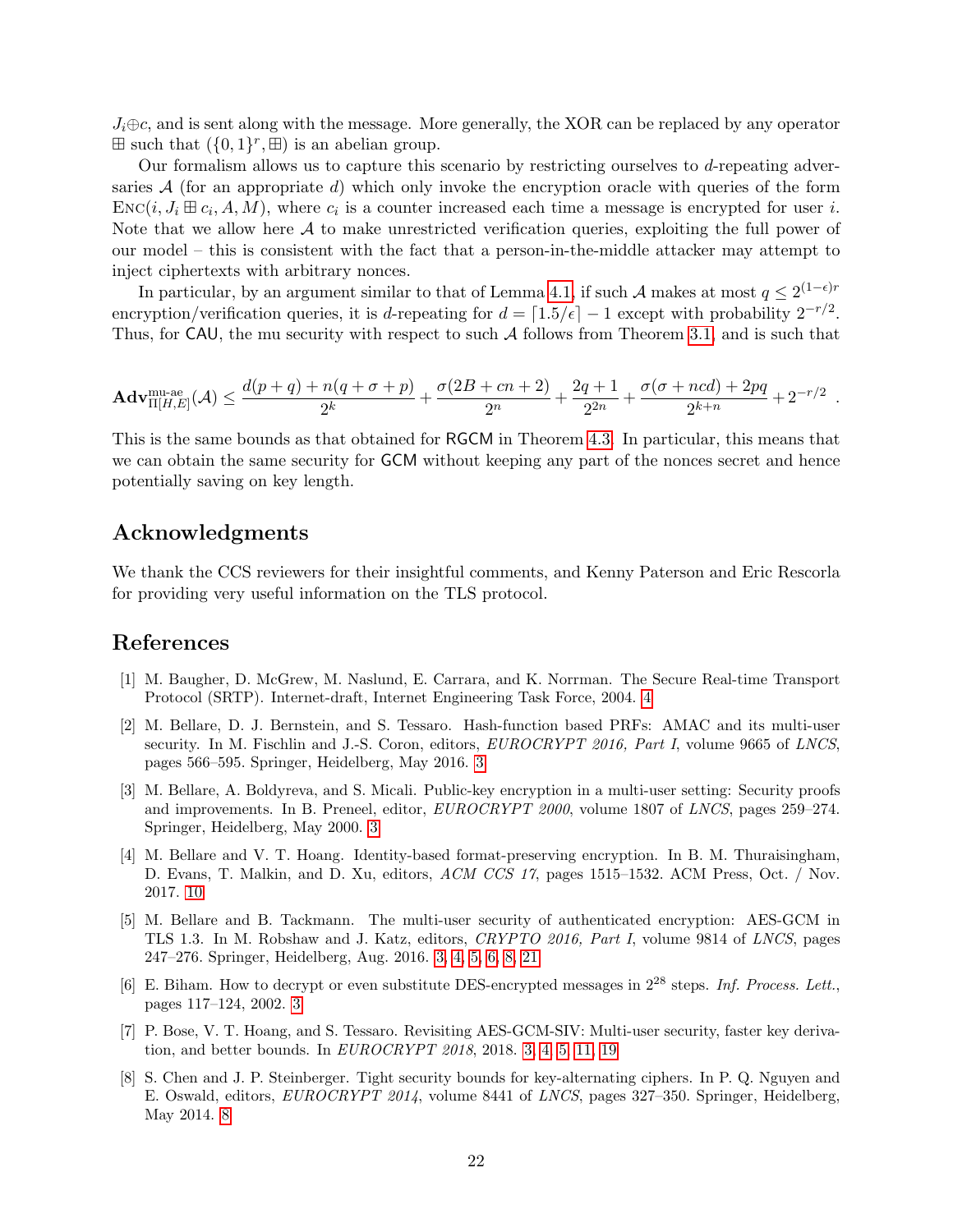$J_i \oplus c$, and is sent along with the message. More generally, the XOR can be replaced by any operator $\boxplus$ such that $(\{0,1\}^r, \boxplus)$ is an abelian group.

Our formalism allows us to capture this scenario by restricting ourselves to $d$-repeating adversaries $\mathcal{A}$ (for an appropriate $d$) which only invoke the encryption oracle with queries of the form $\textsc{Enc}(i, J_i \boxplus c_i, A, M)$, where $c_i$ is a counter increased each time a message is encrypted for user $i$. Note that we allow here $\mathcal{A}$ to make unrestricted verification queries, exploiting the full power of our model – this is consistent with the fact that a person-in-the-middle attacker may attempt to inject ciphertexts with arbitrary nonces.

In particular, by an argument similar to that of Lemma 4.1, if such $\mathcal{A}$ makes at most $q \le 2^{(1-\epsilon)r}$ encryption/verification queries, it is $d$-repeating for $d = \lceil 1.5/\epsilon \rceil - 1$ except with probability $2^{-r/2}$. Thus, for $\mathsf{CAU}$, the mu security with respect to such $\mathcal{A}$ follows from Theorem 3.1, and is such that

$$\mathbf{Adv}^{\text{mu-ae}}_{\Pi[H,E]}(\mathcal{A}) \le \frac{d(p+q) + n(q+\sigma+p)}{2^k} + \frac{\sigma(2B+cn+2)}{2^n} + \frac{2q+1}{2^{2n}} + \frac{\sigma(\sigma+ncd)+2pq}{2^{k+n}} + 2^{-r/2} \; .$$

This is the same bounds as that obtained for $\mathsf{RGCM}$ in Theorem 4.3. In particular, this means that we can obtain the same security for $\mathsf{GCM}$ without keeping any part of the nonces secret and hence potentially saving on key length.

## Acknowledgments

We thank the CCS reviewers for their insightful comments, and Kenny Paterson and Eric Rescorla for providing very useful information on the TLS protocol.

## References

[1] M. Baugher, D. McGrew, M. Naslund, E. Carrara, and K. Norrman. The Secure Real-time Transport Protocol (SRTP). Internet-draft, Internet Engineering Task Force, 2004. 4

[2] M. Bellare, D. J. Bernstein, and S. Tessaro. Hash-function based PRFs: AMAC and its multi-user security. In M. Fischlin and J.-S. Coron, editors, *EUROCRYPT 2016, Part I*, volume 9665 of *LNCS*, pages 566–595. Springer, Heidelberg, May 2016. 3

[3] M. Bellare, A. Boldyreva, and S. Micali. Public-key encryption in a multi-user setting: Security proofs and improvements. In B. Preneel, editor, *EUROCRYPT 2000*, volume 1807 of *LNCS*, pages 259–274. Springer, Heidelberg, May 2000. 3

[4] M. Bellare and V. T. Hoang. Identity-based format-preserving encryption. In B. M. Thuraisingham, D. Evans, T. Malkin, and D. Xu, editors, *ACM CCS 17*, pages 1515–1532. ACM Press, Oct. / Nov. 2017. 10

[5] M. Bellare and B. Tackmann. The multi-user security of authenticated encryption: AES-GCM in TLS 1.3. In M. Robshaw and J. Katz, editors, *CRYPTO 2016, Part I*, volume 9814 of *LNCS*, pages 247–276. Springer, Heidelberg, Aug. 2016. 3, 4, 5, 6, 8, 21

[6] E. Biham. How to decrypt or even substitute DES-encrypted messages in $2^{28}$ steps. *Inf. Process. Lett.*, pages 117–124, 2002. 3

[7] P. Bose, V. T. Hoang, and S. Tessaro. Revisiting AES-GCM-SIV: Multi-user security, faster key derivation, and better bounds. In *EUROCRYPT 2018*, 2018. 3, 4, 5, 11, 19

[8] S. Chen and J. P. Steinberger. Tight security bounds for key-alternating ciphers. In P. Q. Nguyen and E. Oswald, editors, *EUROCRYPT 2014*, volume 8441 of *LNCS*, pages 327–350. Springer, Heidelberg, May 2014. 8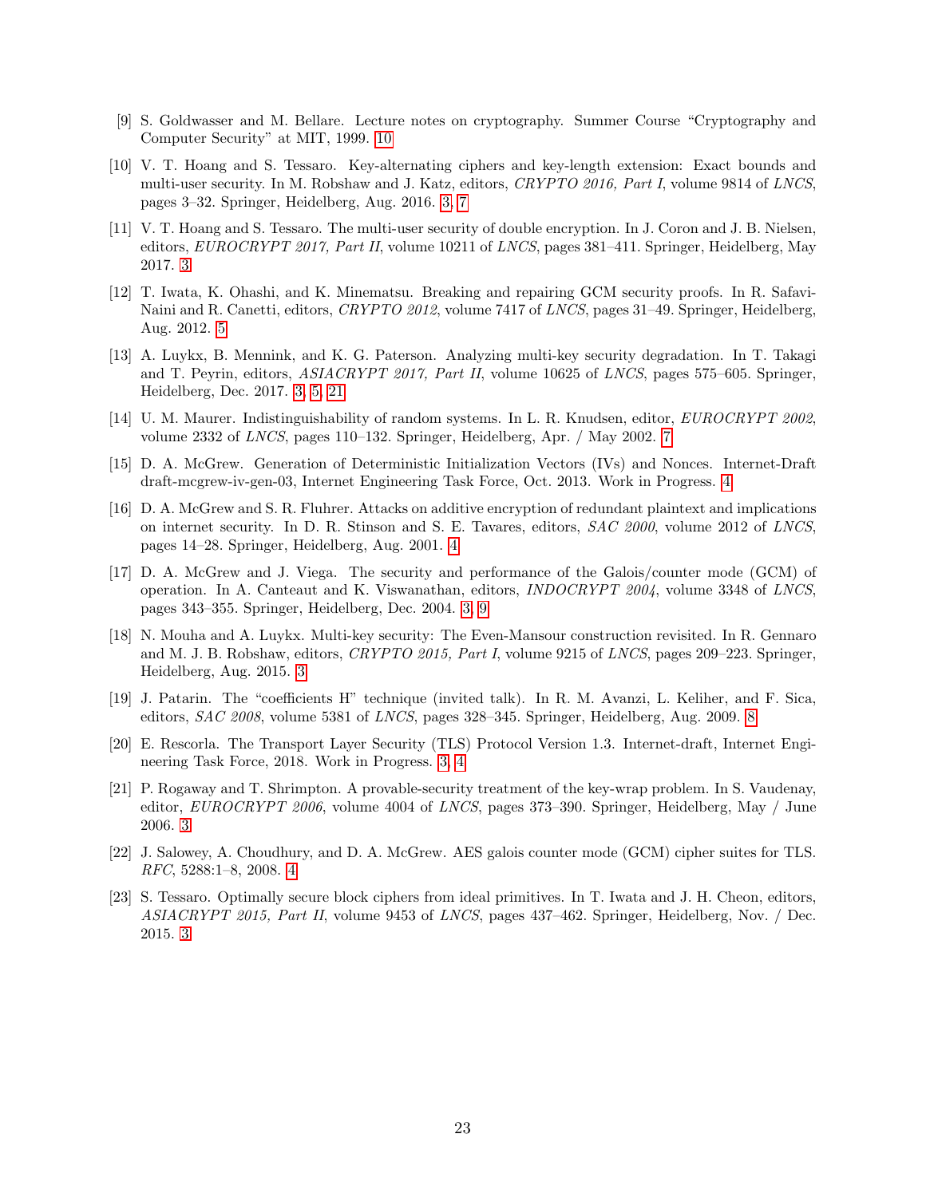[9] S. Goldwasser and M. Bellare. Lecture notes on cryptography. Summer Course "Cryptography and Computer Security" at MIT, 1999. 10

[10] V. T. Hoang and S. Tessaro. Key-alternating ciphers and key-length extension: Exact bounds and multi-user security. In M. Robshaw and J. Katz, editors, *CRYPTO 2016, Part I*, volume 9814 of *LNCS*, pages 3–32. Springer, Heidelberg, Aug. 2016. 3, 7

[11] V. T. Hoang and S. Tessaro. The multi-user security of double encryption. In J. Coron and J. B. Nielsen, editors, *EUROCRYPT 2017, Part II*, volume 10211 of *LNCS*, pages 381–411. Springer, Heidelberg, May 2017. 3

[12] T. Iwata, K. Ohashi, and K. Minematsu. Breaking and repairing GCM security proofs. In R. Safavi-Naini and R. Canetti, editors, *CRYPTO 2012*, volume 7417 of *LNCS*, pages 31–49. Springer, Heidelberg, Aug. 2012. 5

[13] A. Luykx, B. Mennink, and K. G. Paterson. Analyzing multi-key security degradation. In T. Takagi and T. Peyrin, editors, *ASIACRYPT 2017, Part II*, volume 10625 of *LNCS*, pages 575–605. Springer, Heidelberg, Dec. 2017. 3, 5, 21

[14] U. M. Maurer. Indistinguishability of random systems. In L. R. Knudsen, editor, *EUROCRYPT 2002*, volume 2332 of *LNCS*, pages 110–132. Springer, Heidelberg, Apr. / May 2002. 7

[15] D. A. McGrew. Generation of Deterministic Initialization Vectors (IVs) and Nonces. Internet-Draft draft-mcgrew-iv-gen-03, Internet Engineering Task Force, Oct. 2013. Work in Progress. 4

[16] D. A. McGrew and S. R. Fluhrer. Attacks on additive encryption of redundant plaintext and implications on internet security. In D. R. Stinson and S. E. Tavares, editors, *SAC 2000*, volume 2012 of *LNCS*, pages 14–28. Springer, Heidelberg, Aug. 2001. 4

[17] D. A. McGrew and J. Viega. The security and performance of the Galois/counter mode (GCM) of operation. In A. Canteaut and K. Viswanathan, editors, *INDOCRYPT 2004*, volume 3348 of *LNCS*, pages 343–355. Springer, Heidelberg, Dec. 2004. 3, 9

[18] N. Mouha and A. Luykx. Multi-key security: The Even-Mansour construction revisited. In R. Gennaro and M. J. B. Robshaw, editors, *CRYPTO 2015, Part I*, volume 9215 of *LNCS*, pages 209–223. Springer, Heidelberg, Aug. 2015. 3

[19] J. Patarin. The "coefficients H" technique (invited talk). In R. M. Avanzi, L. Keliher, and F. Sica, editors, *SAC 2008*, volume 5381 of *LNCS*, pages 328–345. Springer, Heidelberg, Aug. 2009. 8

[20] E. Rescorla. The Transport Layer Security (TLS) Protocol Version 1.3. Internet-draft, Internet Engineering Task Force, 2018. Work in Progress. 3, 4

[21] P. Rogaway and T. Shrimpton. A provable-security treatment of the key-wrap problem. In S. Vaudenay, editor, *EUROCRYPT 2006*, volume 4004 of *LNCS*, pages 373–390. Springer, Heidelberg, May / June 2006. 3

[22] J. Salowey, A. Choudhury, and D. A. McGrew. AES galois counter mode (GCM) cipher suites for TLS. *RFC*, 5288:1–8, 2008. 4

[23] S. Tessaro. Optimally secure block ciphers from ideal primitives. In T. Iwata and J. H. Cheon, editors, *ASIACRYPT 2015, Part II*, volume 9453 of *LNCS*, pages 437–462. Springer, Heidelberg, Nov. / Dec. 2015. 3